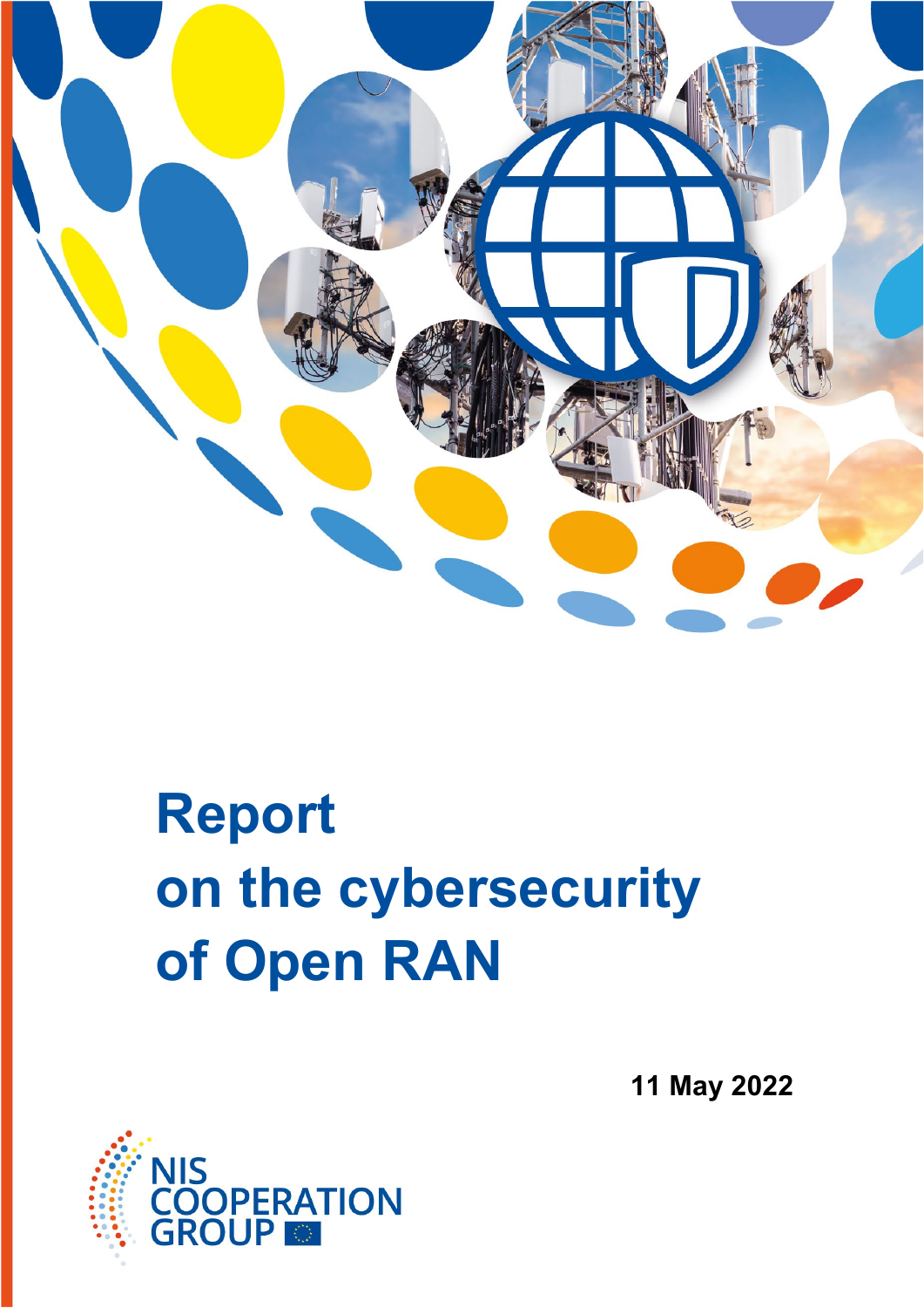# Report on the cybersecurity of Open RAN

**11 May 2022**

NIS COOPERATION GROUP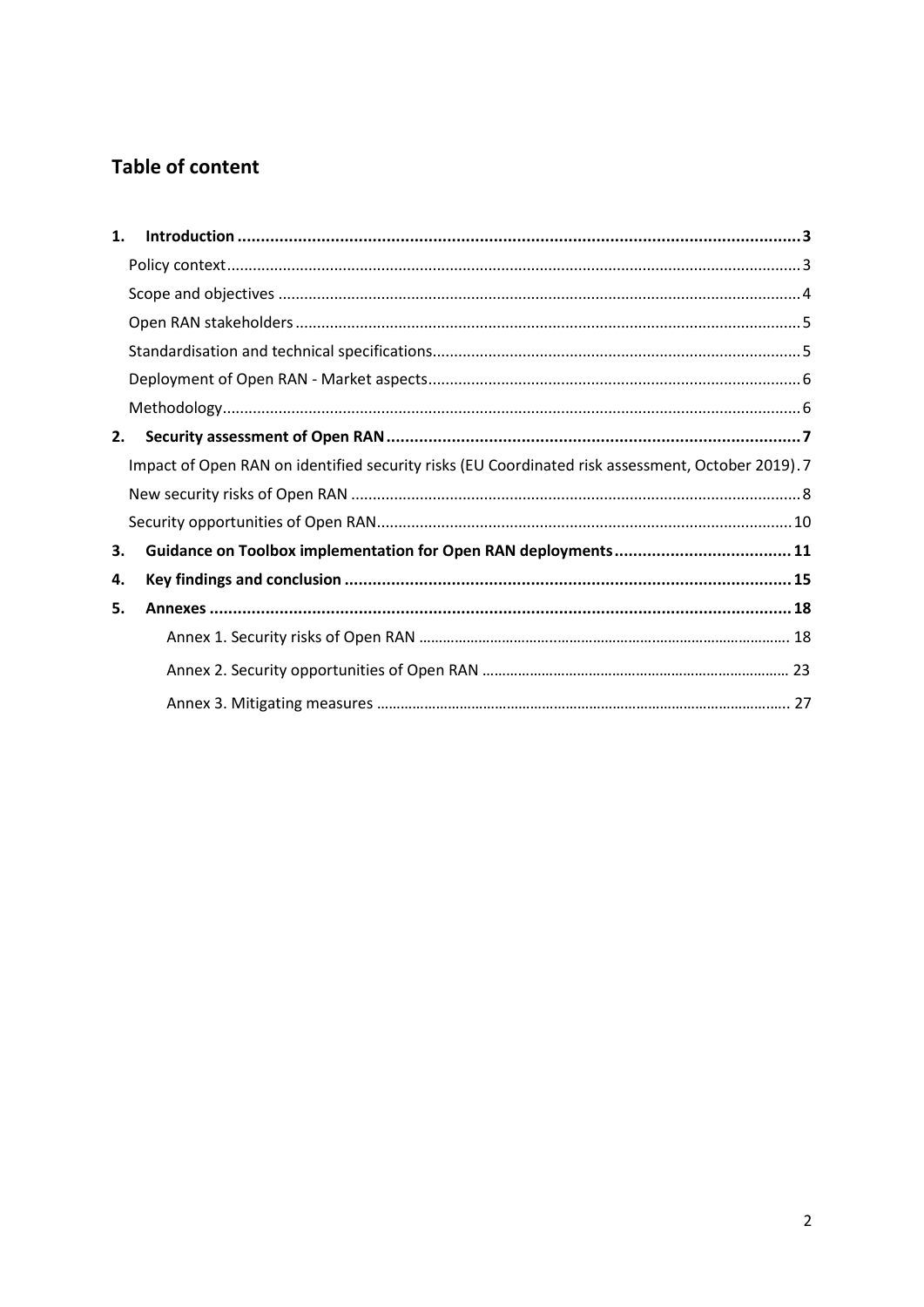## Table of content

1. **Introduction** ........ 3
   - Policy context ........ 3
   - Scope and objectives ........ 4
   - Open RAN stakeholders ........ 5
   - Standardisation and technical specifications ........ 5
   - Deployment of Open RAN - Market aspects ........ 6
   - Methodology ........ 6
2. **Security assessment of Open RAN** ........ 7
   - Impact of Open RAN on identified security risks (EU Coordinated risk assessment, October 2019) ........ 7
   - New security risks of Open RAN ........ 8
   - Security opportunities of Open RAN ........ 10
3. **Guidance on Toolbox implementation for Open RAN deployments** ........ 11
4. **Key findings and conclusion** ........ 15
5. **Annexes** ........ 18
   - Annex 1. Security risks of Open RAN ........ 18
   - Annex 2. Security opportunities of Open RAN ........ 23
   - Annex 3. Mitigating measures ........ 27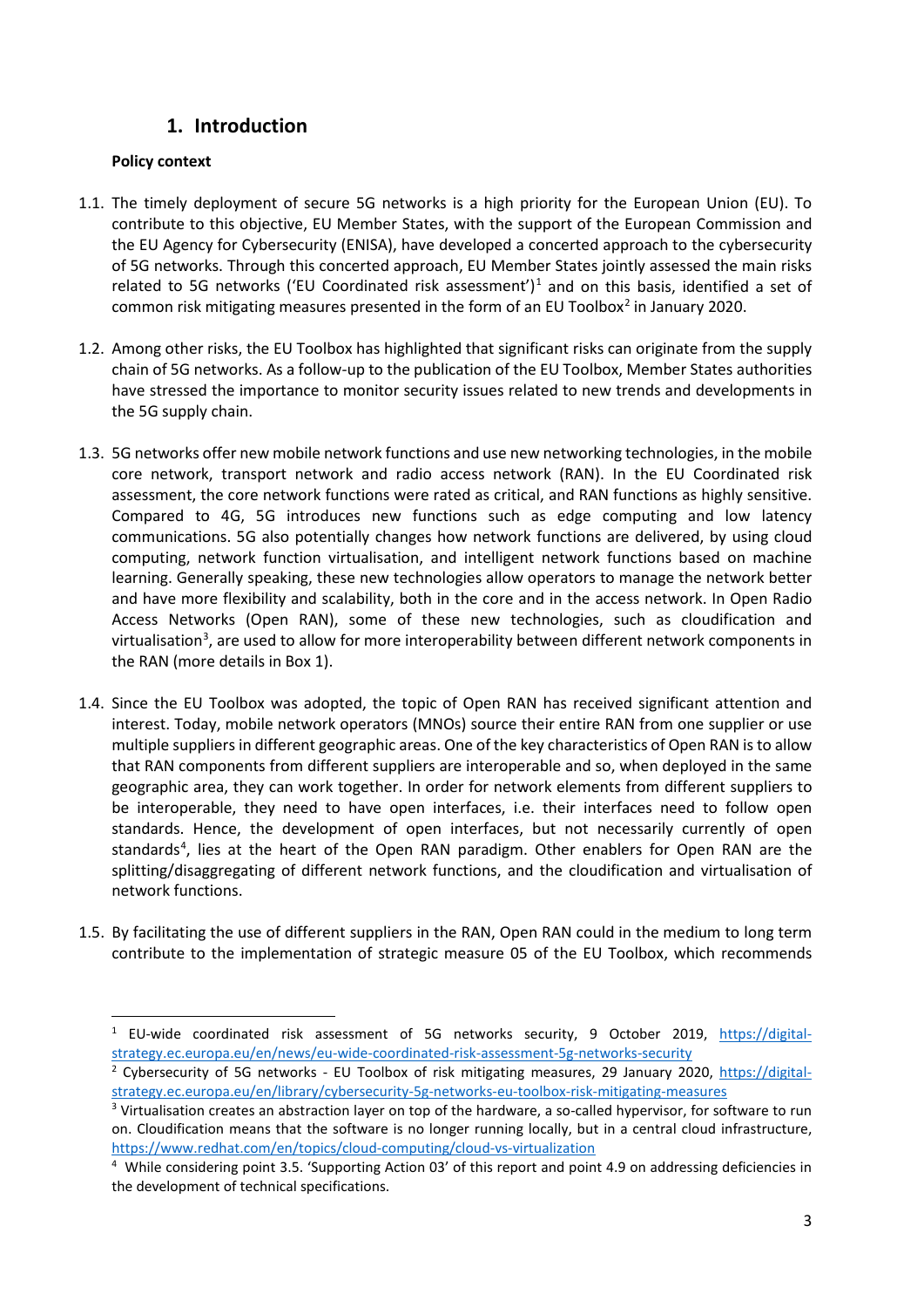# 1. Introduction

**Policy context**

1.1. The timely deployment of secure 5G networks is a high priority for the European Union (EU). To contribute to this objective, EU Member States, with the support of the European Commission and the EU Agency for Cybersecurity (ENISA), have developed a concerted approach to the cybersecurity of 5G networks. Through this concerted approach, EU Member States jointly assessed the main risks related to 5G networks ('EU Coordinated risk assessment')[1] and on this basis, identified a set of common risk mitigating measures presented in the form of an EU Toolbox[2] in January 2020.

1.2. Among other risks, the EU Toolbox has highlighted that significant risks can originate from the supply chain of 5G networks. As a follow-up to the publication of the EU Toolbox, Member States authorities have stressed the importance to monitor security issues related to new trends and developments in the 5G supply chain.

1.3. 5G networks offer new mobile network functions and use new networking technologies, in the mobile core network, transport network and radio access network (RAN). In the EU Coordinated risk assessment, the core network functions were rated as critical, and RAN functions as highly sensitive. Compared to 4G, 5G introduces new functions such as edge computing and low latency communications. 5G also potentially changes how network functions are delivered, by using cloud computing, network function virtualisation, and intelligent network functions based on machine learning. Generally speaking, these new technologies allow operators to manage the network better and have more flexibility and scalability, both in the core and in the access network. In Open Radio Access Networks (Open RAN), some of these new technologies, such as cloudification and virtualisation[3], are used to allow for more interoperability between different network components in the RAN (more details in Box 1).

1.4. Since the EU Toolbox was adopted, the topic of Open RAN has received significant attention and interest. Today, mobile network operators (MNOs) source their entire RAN from one supplier or use multiple suppliers in different geographic areas. One of the key characteristics of Open RAN is to allow that RAN components from different suppliers are interoperable and so, when deployed in the same geographic area, they can work together. In order for network elements from different suppliers to be interoperable, they need to have open interfaces, i.e. their interfaces need to follow open standards. Hence, the development of open interfaces, but not necessarily currently of open standards[4], lies at the heart of the Open RAN paradigm. Other enablers for Open RAN are the splitting/disaggregating of different network functions, and the cloudification and virtualisation of network functions.

1.5. By facilitating the use of different suppliers in the RAN, Open RAN could in the medium to long term contribute to the implementation of strategic measure 05 of the EU Toolbox, which recommends

---

[1] EU-wide coordinated risk assessment of 5G networks security, 9 October 2019, https://digital-strategy.ec.europa.eu/en/news/eu-wide-coordinated-risk-assessment-5g-networks-security

[2] Cybersecurity of 5G networks - EU Toolbox of risk mitigating measures, 29 January 2020, https://digital-strategy.ec.europa.eu/en/library/cybersecurity-5g-networks-eu-toolbox-risk-mitigating-measures

[3] Virtualisation creates an abstraction layer on top of the hardware, a so-called hypervisor, for software to run on. Cloudification means that the software is no longer running locally, but in a central cloud infrastructure, https://www.redhat.com/en/topics/cloud-computing/cloud-vs-virtualization

[4] While considering point 3.5. 'Supporting Action 03' of this report and point 4.9 on addressing deficiencies in the development of technical specifications.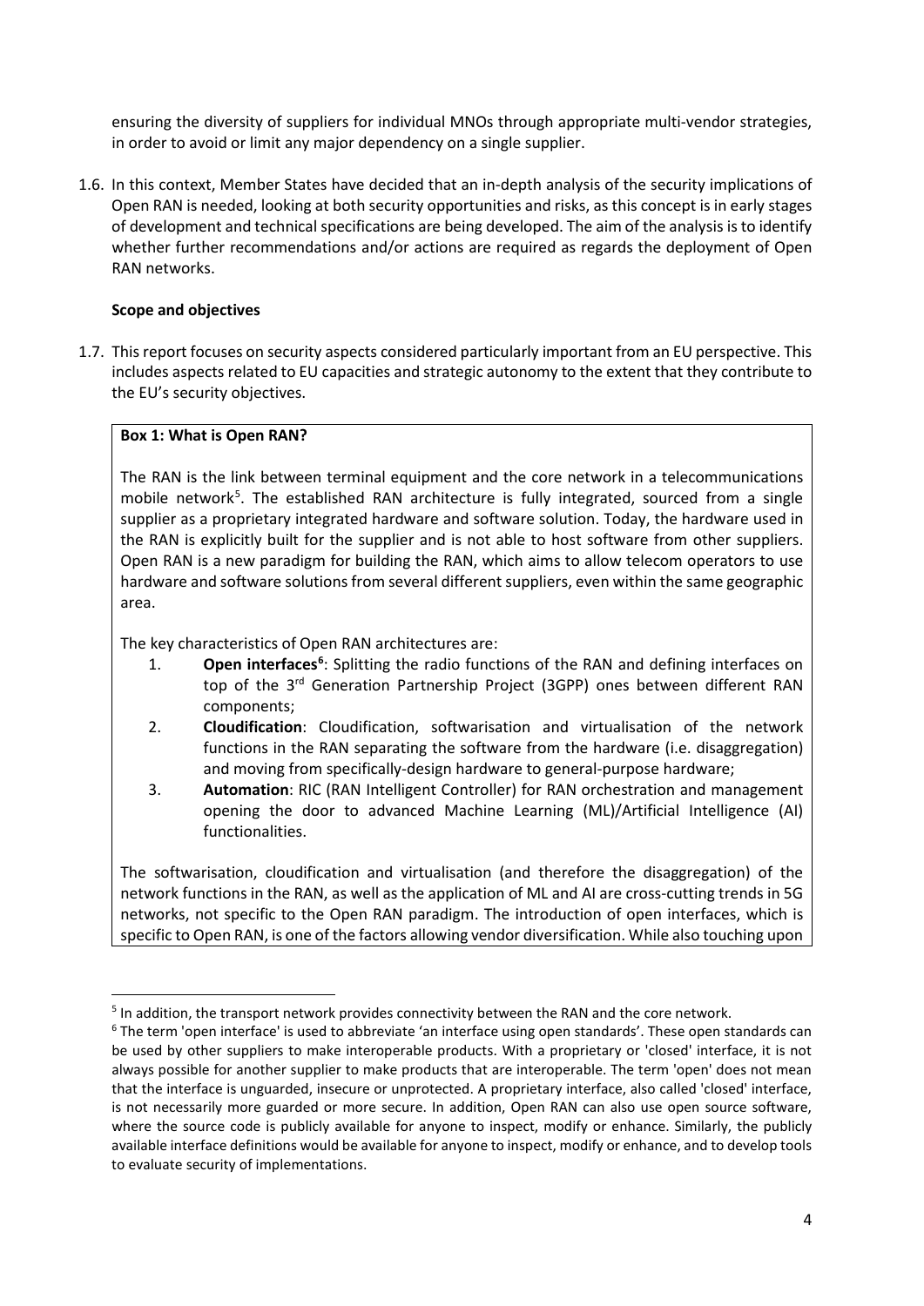ensuring the diversity of suppliers for individual MNOs through appropriate multi-vendor strategies, in order to avoid or limit any major dependency on a single supplier.

1.6. In this context, Member States have decided that an in-depth analysis of the security implications of Open RAN is needed, looking at both security opportunities and risks, as this concept is in early stages of development and technical specifications are being developed. The aim of the analysis is to identify whether further recommendations and/or actions are required as regards the deployment of Open RAN networks.

**Scope and objectives**

1.7. This report focuses on security aspects considered particularly important from an EU perspective. This includes aspects related to EU capacities and strategic autonomy to the extent that they contribute to the EU's security objectives.

**Box 1: What is Open RAN?**

The RAN is the link between terminal equipment and the core network in a telecommunications mobile network[5]. The established RAN architecture is fully integrated, sourced from a single supplier as a proprietary integrated hardware and software solution. Today, the hardware used in the RAN is explicitly built for the supplier and is not able to host software from other suppliers. Open RAN is a new paradigm for building the RAN, which aims to allow telecom operators to use hardware and software solutions from several different suppliers, even within the same geographic area.

The key characteristics of Open RAN architectures are:

1. **Open interfaces[6]**: Splitting the radio functions of the RAN and defining interfaces on top of the 3rd Generation Partnership Project (3GPP) ones between different RAN components;
2. **Cloudification**: Cloudification, softwarisation and virtualisation of the network functions in the RAN separating the software from the hardware (i.e. disaggregation) and moving from specifically-design hardware to general-purpose hardware;
3. **Automation**: RIC (RAN Intelligent Controller) for RAN orchestration and management opening the door to advanced Machine Learning (ML)/Artificial Intelligence (AI) functionalities.

The softwarisation, cloudification and virtualisation (and therefore the disaggregation) of the network functions in the RAN, as well as the application of ML and AI are cross-cutting trends in 5G networks, not specific to the Open RAN paradigm. The introduction of open interfaces, which is specific to Open RAN, is one of the factors allowing vendor diversification. While also touching upon

---

[5] In addition, the transport network provides connectivity between the RAN and the core network.

[6] The term 'open interface' is used to abbreviate 'an interface using open standards'. These open standards can be used by other suppliers to make interoperable products. With a proprietary or 'closed' interface, it is not always possible for another supplier to make products that are interoperable. The term 'open' does not mean that the interface is unguarded, insecure or unprotected. A proprietary interface, also called 'closed' interface, is not necessarily more guarded or more secure. In addition, Open RAN can also use open source software, where the source code is publicly available for anyone to inspect, modify or enhance. Similarly, the publicly available interface definitions would be available for anyone to inspect, modify or enhance, and to develop tools to evaluate security of implementations.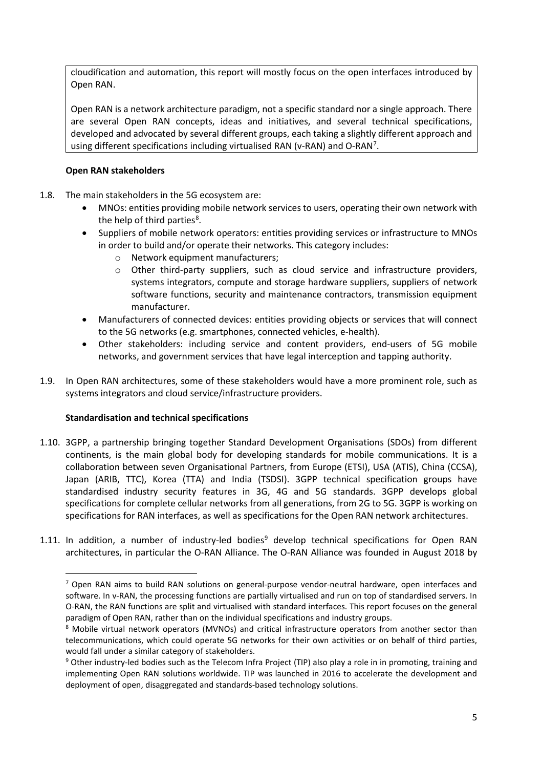cloudification and automation, this report will mostly focus on the open interfaces introduced by Open RAN.

Open RAN is a network architecture paradigm, not a specific standard nor a single approach. There are several Open RAN concepts, ideas and initiatives, and several technical specifications, developed and advocated by several different groups, each taking a slightly different approach and using different specifications including virtualised RAN (v-RAN) and O-RAN[7].

**Open RAN stakeholders**

1.8. The main stakeholders in the 5G ecosystem are:

- MNOs: entities providing mobile network services to users, operating their own network with the help of third parties[8].
- Suppliers of mobile network operators: entities providing services or infrastructure to MNOs in order to build and/or operate their networks. This category includes:
  - Network equipment manufacturers;
  - Other third-party suppliers, such as cloud service and infrastructure providers, systems integrators, compute and storage hardware suppliers, suppliers of network software functions, security and maintenance contractors, transmission equipment manufacturer.
- Manufacturers of connected devices: entities providing objects or services that will connect to the 5G networks (e.g. smartphones, connected vehicles, e-health).
- Other stakeholders: including service and content providers, end-users of 5G mobile networks, and government services that have legal interception and tapping authority.

1.9. In Open RAN architectures, some of these stakeholders would have a more prominent role, such as systems integrators and cloud service/infrastructure providers.

**Standardisation and technical specifications**

1.10. 3GPP, a partnership bringing together Standard Development Organisations (SDOs) from different continents, is the main global body for developing standards for mobile communications. It is a collaboration between seven Organisational Partners, from Europe (ETSI), USA (ATIS), China (CCSA), Japan (ARIB, TTC), Korea (TTA) and India (TSDSI). 3GPP technical specification groups have standardised industry security features in 3G, 4G and 5G standards. 3GPP develops global specifications for complete cellular networks from all generations, from 2G to 5G. 3GPP is working on specifications for RAN interfaces, as well as specifications for the Open RAN network architectures.

1.11. In addition, a number of industry-led bodies[9] develop technical specifications for Open RAN architectures, in particular the O-RAN Alliance. The O-RAN Alliance was founded in August 2018 by

---

[7] Open RAN aims to build RAN solutions on general-purpose vendor-neutral hardware, open interfaces and software. In v-RAN, the processing functions are partially virtualised and run on top of standardised servers. In O-RAN, the RAN functions are split and virtualised with standard interfaces. This report focuses on the general paradigm of Open RAN, rather than on the individual specifications and industry groups.

[8] Mobile virtual network operators (MVNOs) and critical infrastructure operators from another sector than telecommunications, which could operate 5G networks for their own activities or on behalf of third parties, would fall under a similar category of stakeholders.

[9] Other industry-led bodies such as the Telecom Infra Project (TIP) also play a role in in promoting, training and implementing Open RAN solutions worldwide. TIP was launched in 2016 to accelerate the development and deployment of open, disaggregated and standards-based technology solutions.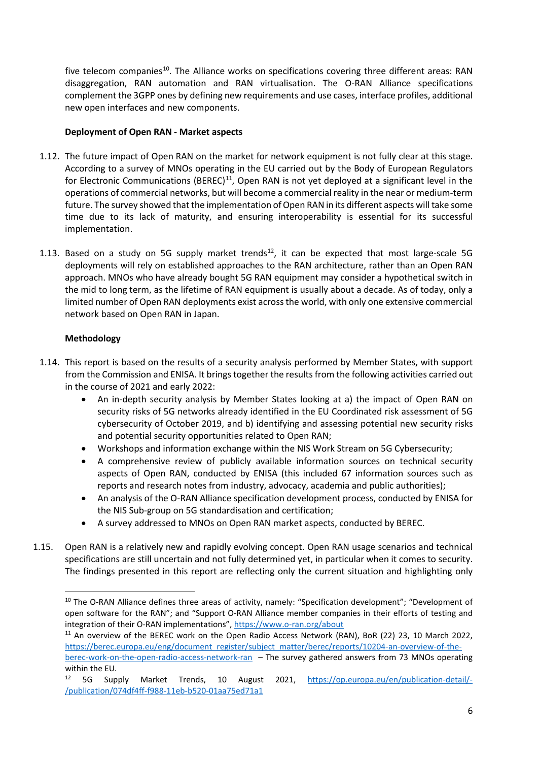five telecom companies[10]. The Alliance works on specifications covering three different areas: RAN disaggregation, RAN automation and RAN virtualisation. The O-RAN Alliance specifications complement the 3GPP ones by defining new requirements and use cases, interface profiles, additional new open interfaces and new components.

**Deployment of Open RAN - Market aspects**

1.12. The future impact of Open RAN on the market for network equipment is not fully clear at this stage. According to a survey of MNOs operating in the EU carried out by the Body of European Regulators for Electronic Communications (BEREC)[11], Open RAN is not yet deployed at a significant level in the operations of commercial networks, but will become a commercial reality in the near or medium-term future. The survey showed that the implementation of Open RAN in its different aspects will take some time due to its lack of maturity, and ensuring interoperability is essential for its successful implementation.

1.13. Based on a study on 5G supply market trends[12], it can be expected that most large-scale 5G deployments will rely on established approaches to the RAN architecture, rather than an Open RAN approach. MNOs who have already bought 5G RAN equipment may consider a hypothetical switch in the mid to long term, as the lifetime of RAN equipment is usually about a decade. As of today, only a limited number of Open RAN deployments exist across the world, with only one extensive commercial network based on Open RAN in Japan.

**Methodology**

1.14. This report is based on the results of a security analysis performed by Member States, with support from the Commission and ENISA. It brings together the results from the following activities carried out in the course of 2021 and early 2022:

- An in-depth security analysis by Member States looking at a) the impact of Open RAN on security risks of 5G networks already identified in the EU Coordinated risk assessment of 5G cybersecurity of October 2019, and b) identifying and assessing potential new security risks and potential security opportunities related to Open RAN;
- Workshops and information exchange within the NIS Work Stream on 5G Cybersecurity;
- A comprehensive review of publicly available information sources on technical security aspects of Open RAN, conducted by ENISA (this included 67 information sources such as reports and research notes from industry, advocacy, academia and public authorities);
- An analysis of the O-RAN Alliance specification development process, conducted by ENISA for the NIS Sub-group on 5G standardisation and certification;
- A survey addressed to MNOs on Open RAN market aspects, conducted by BEREC.

1.15. Open RAN is a relatively new and rapidly evolving concept. Open RAN usage scenarios and technical specifications are still uncertain and not fully determined yet, in particular when it comes to security. The findings presented in this report are reflecting only the current situation and highlighting only

---

[10] The O-RAN Alliance defines three areas of activity, namely: "Specification development"; "Development of open software for the RAN"; and "Support O-RAN Alliance member companies in their efforts of testing and integration of their O-RAN implementations", https://www.o-ran.org/about

[11] An overview of the BEREC work on the Open Radio Access Network (RAN), BoR (22) 23, 10 March 2022, https://berec.europa.eu/eng/document_register/subject_matter/berec/reports/10204-an-overview-of-the-berec-work-on-the-open-radio-access-network-ran – The survey gathered answers from 73 MNOs operating within the EU.

[12] 5G Supply Market Trends, 10 August 2021, https://op.europa.eu/en/publication-detail/-/publication/074df4ff-f988-11eb-b520-01aa75ed71a1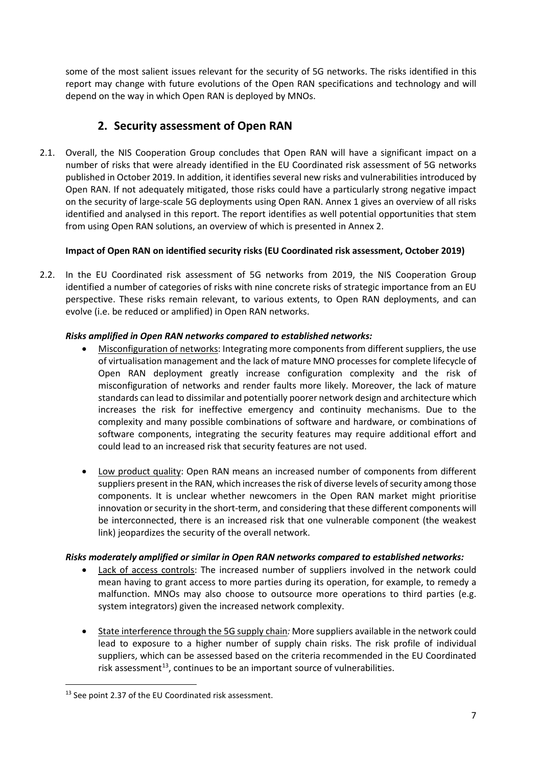some of the most salient issues relevant for the security of 5G networks. The risks identified in this report may change with future evolutions of the Open RAN specifications and technology and will depend on the way in which Open RAN is deployed by MNOs.

## 2. Security assessment of Open RAN

2.1. Overall, the NIS Cooperation Group concludes that Open RAN will have a significant impact on a number of risks that were already identified in the EU Coordinated risk assessment of 5G networks published in October 2019. In addition, it identifies several new risks and vulnerabilities introduced by Open RAN. If not adequately mitigated, those risks could have a particularly strong negative impact on the security of large-scale 5G deployments using Open RAN. Annex 1 gives an overview of all risks identified and analysed in this report. The report identifies as well potential opportunities that stem from using Open RAN solutions, an overview of which is presented in Annex 2.

**Impact of Open RAN on identified security risks (EU Coordinated risk assessment, October 2019)**

2.2. In the EU Coordinated risk assessment of 5G networks from 2019, the NIS Cooperation Group identified a number of categories of risks with nine concrete risks of strategic importance from an EU perspective. These risks remain relevant, to various extents, to Open RAN deployments, and can evolve (i.e. be reduced or amplified) in Open RAN networks.

***Risks amplified in Open RAN networks compared to established networks:***

- Misconfiguration of networks: Integrating more components from different suppliers, the use of virtualisation management and the lack of mature MNO processes for complete lifecycle of Open RAN deployment greatly increase configuration complexity and the risk of misconfiguration of networks and render faults more likely. Moreover, the lack of mature standards can lead to dissimilar and potentially poorer network design and architecture which increases the risk for ineffective emergency and continuity mechanisms. Due to the complexity and many possible combinations of software and hardware, or combinations of software components, integrating the security features may require additional effort and could lead to an increased risk that security features are not used.

- Low product quality: Open RAN means an increased number of components from different suppliers present in the RAN, which increases the risk of diverse levels of security among those components. It is unclear whether newcomers in the Open RAN market might prioritise innovation or security in the short-term, and considering that these different components will be interconnected, there is an increased risk that one vulnerable component (the weakest link) jeopardizes the security of the overall network.

***Risks moderately amplified or similar in Open RAN networks compared to established networks:***

- Lack of access controls: The increased number of suppliers involved in the network could mean having to grant access to more parties during its operation, for example, to remedy a malfunction. MNOs may also choose to outsource more operations to third parties (e.g. system integrators) given the increased network complexity.

- State interference through the 5G supply chain*:* More suppliers available in the network could lead to exposure to a higher number of supply chain risks. The risk profile of individual suppliers, which can be assessed based on the criteria recommended in the EU Coordinated risk assessment[13], continues to be an important source of vulnerabilities.

[13] See point 2.37 of the EU Coordinated risk assessment.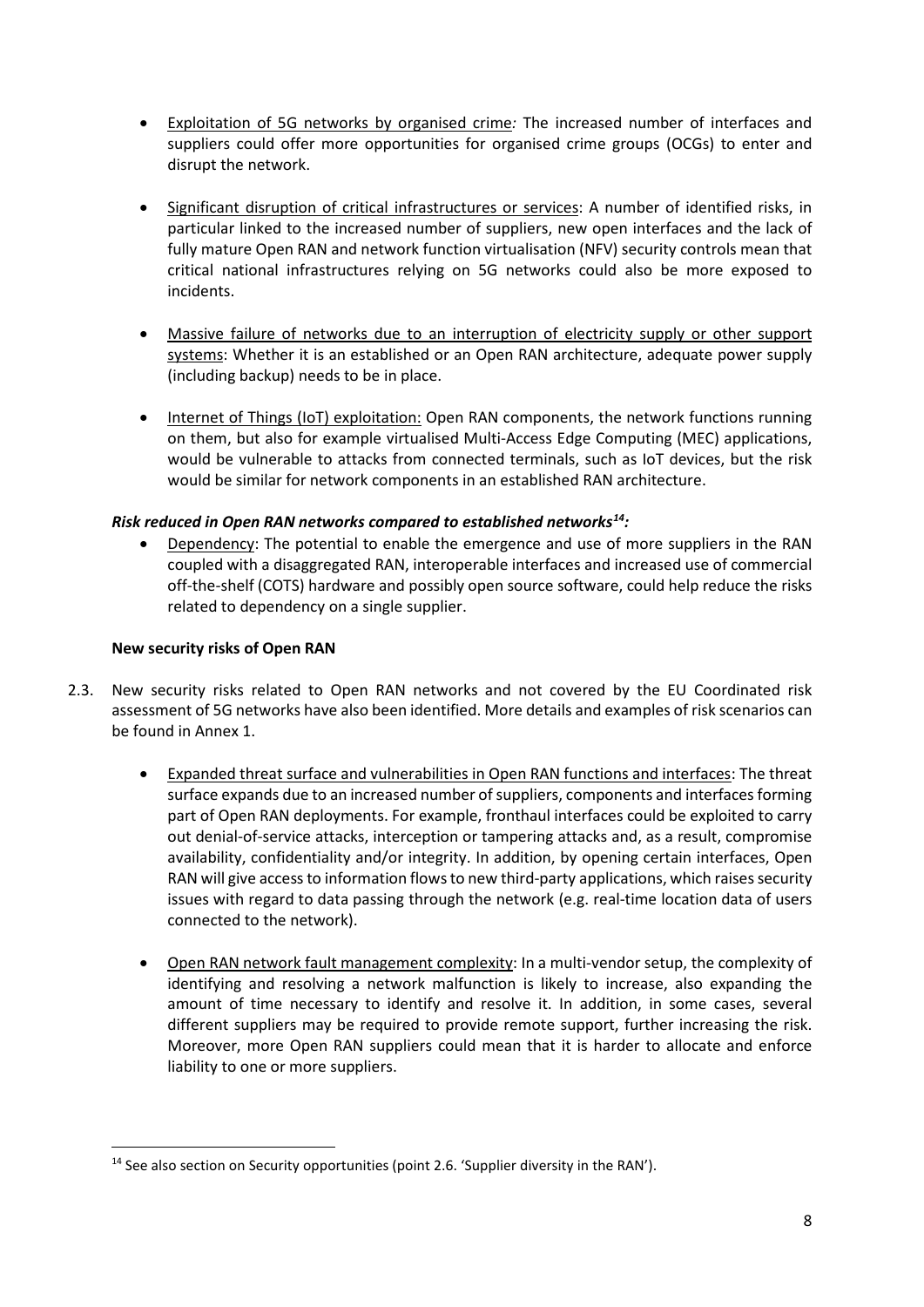- Exploitation of 5G networks by organised crime*:* The increased number of interfaces and suppliers could offer more opportunities for organised crime groups (OCGs) to enter and disrupt the network.

- Significant disruption of critical infrastructures or services: A number of identified risks, in particular linked to the increased number of suppliers, new open interfaces and the lack of fully mature Open RAN and network function virtualisation (NFV) security controls mean that critical national infrastructures relying on 5G networks could also be more exposed to incidents.

- Massive failure of networks due to an interruption of electricity supply or other support systems: Whether it is an established or an Open RAN architecture, adequate power supply (including backup) needs to be in place.

- Internet of Things (IoT) exploitation: Open RAN components, the network functions running on them, but also for example virtualised Multi-Access Edge Computing (MEC) applications, would be vulnerable to attacks from connected terminals, such as IoT devices, but the risk would be similar for network components in an established RAN architecture.

***Risk reduced in Open RAN networks compared to established networks[14]:***

- Dependency: The potential to enable the emergence and use of more suppliers in the RAN coupled with a disaggregated RAN, interoperable interfaces and increased use of commercial off-the-shelf (COTS) hardware and possibly open source software, could help reduce the risks related to dependency on a single supplier.

**New security risks of Open RAN**

2.3. New security risks related to Open RAN networks and not covered by the EU Coordinated risk assessment of 5G networks have also been identified. More details and examples of risk scenarios can be found in Annex 1.

- Expanded threat surface and vulnerabilities in Open RAN functions and interfaces: The threat surface expands due to an increased number of suppliers, components and interfaces forming part of Open RAN deployments. For example, fronthaul interfaces could be exploited to carry out denial-of-service attacks, interception or tampering attacks and, as a result, compromise availability, confidentiality and/or integrity. In addition, by opening certain interfaces, Open RAN will give access to information flows to new third-party applications, which raises security issues with regard to data passing through the network (e.g. real-time location data of users connected to the network).

- Open RAN network fault management complexity: In a multi-vendor setup, the complexity of identifying and resolving a network malfunction is likely to increase, also expanding the amount of time necessary to identify and resolve it. In addition, in some cases, several different suppliers may be required to provide remote support, further increasing the risk. Moreover, more Open RAN suppliers could mean that it is harder to allocate and enforce liability to one or more suppliers.

---

[14] See also section on Security opportunities (point 2.6. 'Supplier diversity in the RAN').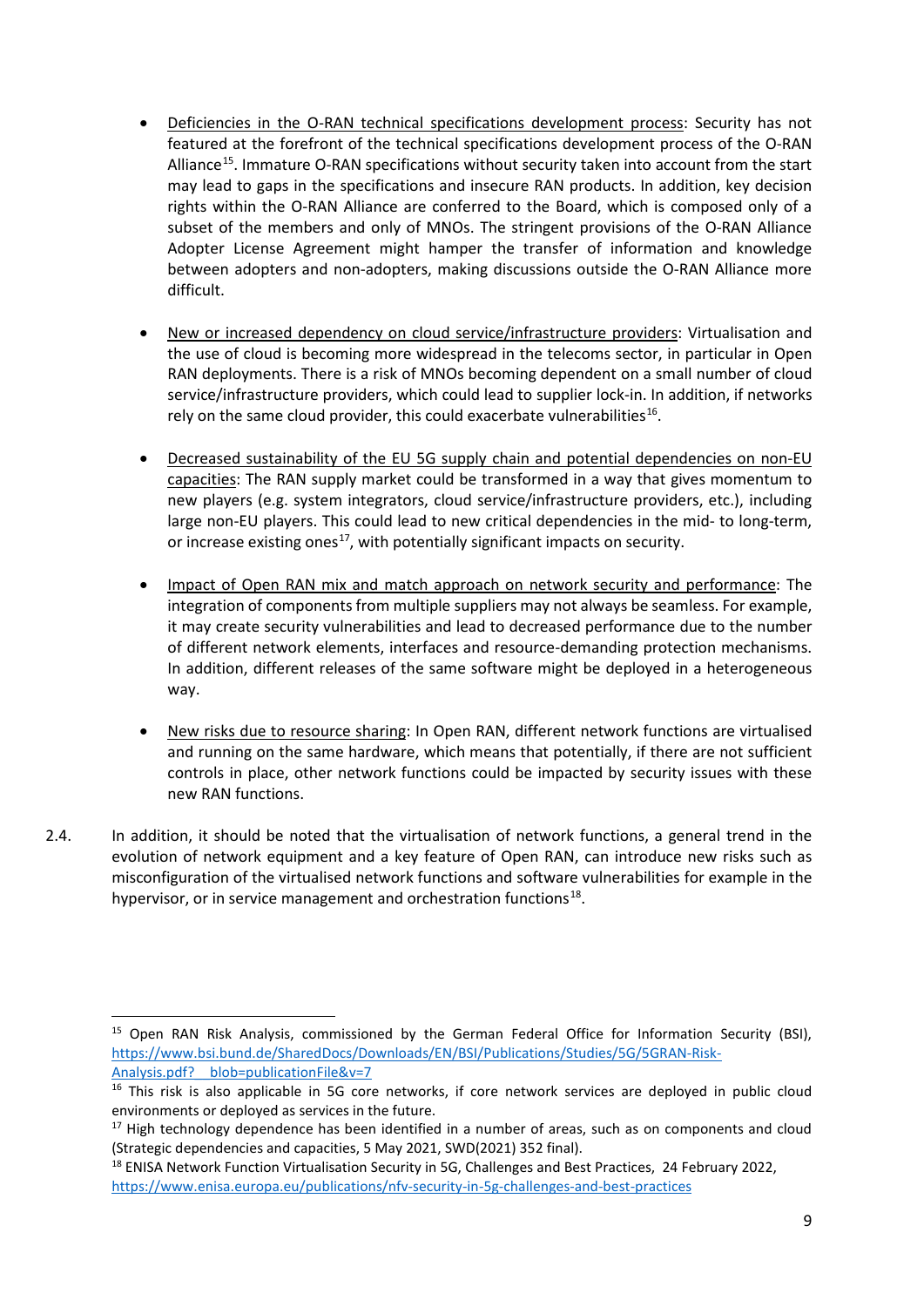- Deficiencies in the O-RAN technical specifications development process: Security has not featured at the forefront of the technical specifications development process of the O-RAN Alliance[15]. Immature O-RAN specifications without security taken into account from the start may lead to gaps in the specifications and insecure RAN products. In addition, key decision rights within the O-RAN Alliance are conferred to the Board, which is composed only of a subset of the members and only of MNOs. The stringent provisions of the O-RAN Alliance Adopter License Agreement might hamper the transfer of information and knowledge between adopters and non-adopters, making discussions outside the O-RAN Alliance more difficult.

- New or increased dependency on cloud service/infrastructure providers: Virtualisation and the use of cloud is becoming more widespread in the telecoms sector, in particular in Open RAN deployments. There is a risk of MNOs becoming dependent on a small number of cloud service/infrastructure providers, which could lead to supplier lock-in. In addition, if networks rely on the same cloud provider, this could exacerbate vulnerabilities[16].

- Decreased sustainability of the EU 5G supply chain and potential dependencies on non-EU capacities: The RAN supply market could be transformed in a way that gives momentum to new players (e.g. system integrators, cloud service/infrastructure providers, etc.), including large non-EU players. This could lead to new critical dependencies in the mid- to long-term, or increase existing ones[17], with potentially significant impacts on security.

- Impact of Open RAN mix and match approach on network security and performance: The integration of components from multiple suppliers may not always be seamless. For example, it may create security vulnerabilities and lead to decreased performance due to the number of different network elements, interfaces and resource-demanding protection mechanisms. In addition, different releases of the same software might be deployed in a heterogeneous way.

- New risks due to resource sharing: In Open RAN, different network functions are virtualised and running on the same hardware, which means that potentially, if there are not sufficient controls in place, other network functions could be impacted by security issues with these new RAN functions.

2.4. In addition, it should be noted that the virtualisation of network functions, a general trend in the evolution of network equipment and a key feature of Open RAN, can introduce new risks such as misconfiguration of the virtualised network functions and software vulnerabilities for example in the hypervisor, or in service management and orchestration functions[18].

---

[15] Open RAN Risk Analysis, commissioned by the German Federal Office for Information Security (BSI), https://www.bsi.bund.de/SharedDocs/Downloads/EN/BSI/Publications/Studies/5G/5GRAN-Risk-Analysis.pdf?__blob=publicationFile&v=7

[16] This risk is also applicable in 5G core networks, if core network services are deployed in public cloud environments or deployed as services in the future.

[17] High technology dependence has been identified in a number of areas, such as on components and cloud (Strategic dependencies and capacities, 5 May 2021, SWD(2021) 352 final).

[18] ENISA Network Function Virtualisation Security in 5G, Challenges and Best Practices, 24 February 2022, https://www.enisa.europa.eu/publications/nfv-security-in-5g-challenges-and-best-practices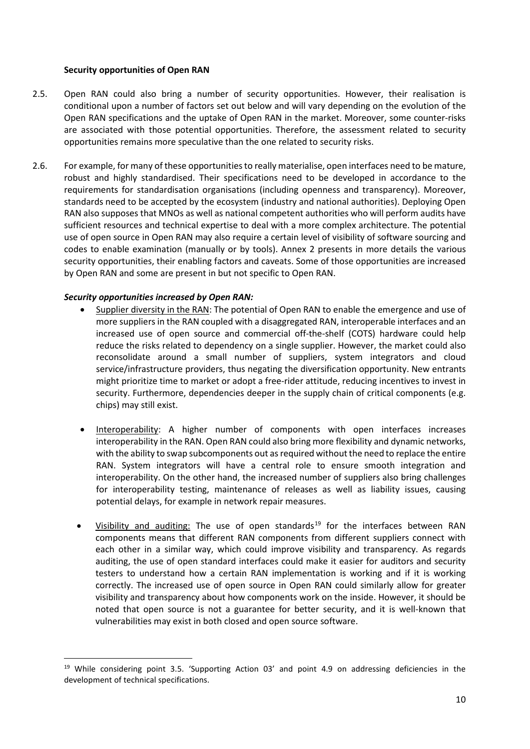**Security opportunities of Open RAN**

2.5. Open RAN could also bring a number of security opportunities. However, their realisation is conditional upon a number of factors set out below and will vary depending on the evolution of the Open RAN specifications and the uptake of Open RAN in the market. Moreover, some counter-risks are associated with those potential opportunities. Therefore, the assessment related to security opportunities remains more speculative than the one related to security risks.

2.6. For example, for many of these opportunities to really materialise, open interfaces need to be mature, robust and highly standardised. Their specifications need to be developed in accordance to the requirements for standardisation organisations (including openness and transparency). Moreover, standards need to be accepted by the ecosystem (industry and national authorities). Deploying Open RAN also supposes that MNOs as well as national competent authorities who will perform audits have sufficient resources and technical expertise to deal with a more complex architecture. The potential use of open source in Open RAN may also require a certain level of visibility of software sourcing and codes to enable examination (manually or by tools). Annex 2 presents in more details the various security opportunities, their enabling factors and caveats. Some of those opportunities are increased by Open RAN and some are present in but not specific to Open RAN.

***Security opportunities increased by Open RAN:***

- Supplier diversity in the RAN: The potential of Open RAN to enable the emergence and use of more suppliers in the RAN coupled with a disaggregated RAN, interoperable interfaces and an increased use of open source and commercial off-the-shelf (COTS) hardware could help reduce the risks related to dependency on a single supplier. However, the market could also reconsolidate around a small number of suppliers, system integrators and cloud service/infrastructure providers, thus negating the diversification opportunity. New entrants might prioritize time to market or adopt a free-rider attitude, reducing incentives to invest in security. Furthermore, dependencies deeper in the supply chain of critical components (e.g. chips) may still exist.

- Interoperability: A higher number of components with open interfaces increases interoperability in the RAN. Open RAN could also bring more flexibility and dynamic networks, with the ability to swap subcomponents out as required without the need to replace the entire RAN. System integrators will have a central role to ensure smooth integration and interoperability. On the other hand, the increased number of suppliers also bring challenges for interoperability testing, maintenance of releases as well as liability issues, causing potential delays, for example in network repair measures.

- Visibility and auditing: The use of open standards[19] for the interfaces between RAN components means that different RAN components from different suppliers connect with each other in a similar way, which could improve visibility and transparency. As regards auditing, the use of open standard interfaces could make it easier for auditors and security testers to understand how a certain RAN implementation is working and if it is working correctly. The increased use of open source in Open RAN could similarly allow for greater visibility and transparency about how components work on the inside. However, it should be noted that open source is not a guarantee for better security, and it is well-known that vulnerabilities may exist in both closed and open source software.

---

[19] While considering point 3.5. 'Supporting Action 03' and point 4.9 on addressing deficiencies in the development of technical specifications.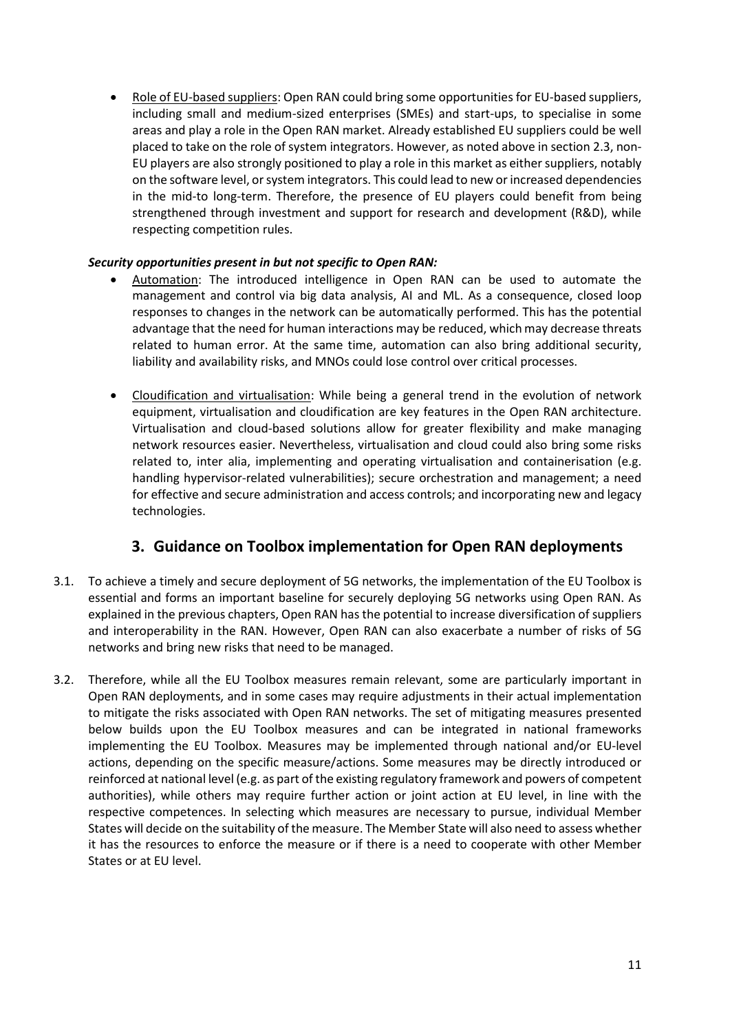- Role of EU-based suppliers: Open RAN could bring some opportunities for EU-based suppliers, including small and medium-sized enterprises (SMEs) and start-ups, to specialise in some areas and play a role in the Open RAN market. Already established EU suppliers could be well placed to take on the role of system integrators. However, as noted above in section 2.3, non-EU players are also strongly positioned to play a role in this market as either suppliers, notably on the software level, or system integrators. This could lead to new or increased dependencies in the mid-to long-term. Therefore, the presence of EU players could benefit from being strengthened through investment and support for research and development (R&D), while respecting competition rules.

***Security opportunities present in but not specific to Open RAN:***

- Automation: The introduced intelligence in Open RAN can be used to automate the management and control via big data analysis, AI and ML. As a consequence, closed loop responses to changes in the network can be automatically performed. This has the potential advantage that the need for human interactions may be reduced, which may decrease threats related to human error. At the same time, automation can also bring additional security, liability and availability risks, and MNOs could lose control over critical processes.

- Cloudification and virtualisation: While being a general trend in the evolution of network equipment, virtualisation and cloudification are key features in the Open RAN architecture. Virtualisation and cloud-based solutions allow for greater flexibility and make managing network resources easier. Nevertheless, virtualisation and cloud could also bring some risks related to, inter alia, implementing and operating virtualisation and containerisation (e.g. handling hypervisor-related vulnerabilities); secure orchestration and management; a need for effective and secure administration and access controls; and incorporating new and legacy technologies.

## 3. Guidance on Toolbox implementation for Open RAN deployments

3.1. To achieve a timely and secure deployment of 5G networks, the implementation of the EU Toolbox is essential and forms an important baseline for securely deploying 5G networks using Open RAN. As explained in the previous chapters, Open RAN has the potential to increase diversification of suppliers and interoperability in the RAN. However, Open RAN can also exacerbate a number of risks of 5G networks and bring new risks that need to be managed.

3.2. Therefore, while all the EU Toolbox measures remain relevant, some are particularly important in Open RAN deployments, and in some cases may require adjustments in their actual implementation to mitigate the risks associated with Open RAN networks. The set of mitigating measures presented below builds upon the EU Toolbox measures and can be integrated in national frameworks implementing the EU Toolbox. Measures may be implemented through national and/or EU-level actions, depending on the specific measure/actions. Some measures may be directly introduced or reinforced at national level (e.g. as part of the existing regulatory framework and powers of competent authorities), while others may require further action or joint action at EU level, in line with the respective competences. In selecting which measures are necessary to pursue, individual Member States will decide on the suitability of the measure. The Member State will also need to assess whether it has the resources to enforce the measure or if there is a need to cooperate with other Member States or at EU level.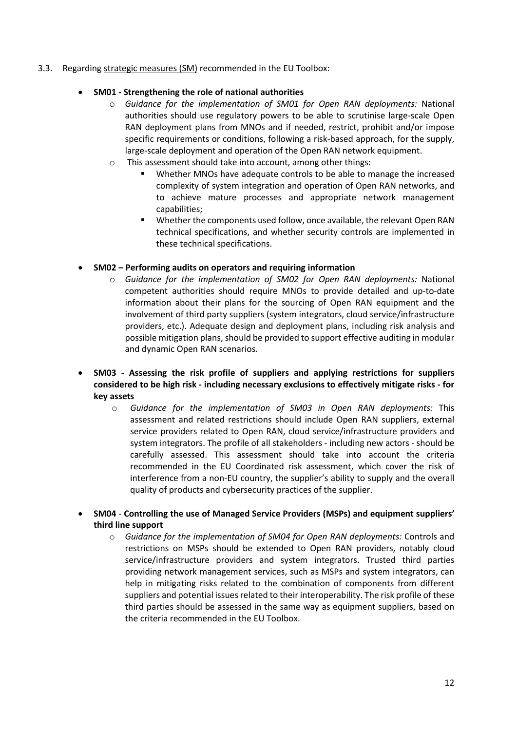3.3. Regarding strategic measures (SM) recommended in the EU Toolbox:

- **SM01 - Strengthening the role of national authorities**
    - *Guidance for the implementation of SM01 for Open RAN deployments:* National authorities should use regulatory powers to be able to scrutinise large-scale Open RAN deployment plans from MNOs and if needed, restrict, prohibit and/or impose specific requirements or conditions, following a risk-based approach, for the supply, large-scale deployment and operation of the Open RAN network equipment.
    - This assessment should take into account, among other things:
        - Whether MNOs have adequate controls to be able to manage the increased complexity of system integration and operation of Open RAN networks, and to achieve mature processes and appropriate network management capabilities;
        - Whether the components used follow, once available, the relevant Open RAN technical specifications, and whether security controls are implemented in these technical specifications.

- **SM02 – Performing audits on operators and requiring information**
    - *Guidance for the implementation of SM02 for Open RAN deployments:* National competent authorities should require MNOs to provide detailed and up-to-date information about their plans for the sourcing of Open RAN equipment and the involvement of third party suppliers (system integrators, cloud service/infrastructure providers, etc.). Adequate design and deployment plans, including risk analysis and possible mitigation plans, should be provided to support effective auditing in modular and dynamic Open RAN scenarios.

- **SM03 - Assessing the risk profile of suppliers and applying restrictions for suppliers considered to be high risk - including necessary exclusions to effectively mitigate risks - for key assets**
    - *Guidance for the implementation of SM03 in Open RAN deployments:* This assessment and related restrictions should include Open RAN suppliers, external service providers related to Open RAN, cloud service/infrastructure providers and system integrators. The profile of all stakeholders - including new actors - should be carefully assessed. This assessment should take into account the criteria recommended in the EU Coordinated risk assessment, which cover the risk of interference from a non-EU country, the supplier's ability to supply and the overall quality of products and cybersecurity practices of the supplier.

- **SM04** - **Controlling the use of Managed Service Providers (MSPs) and equipment suppliers' third line support**
    - *Guidance for the implementation of SM04 for Open RAN deployments:* Controls and restrictions on MSPs should be extended to Open RAN providers, notably cloud service/infrastructure providers and system integrators. Trusted third parties providing network management services, such as MSPs and system integrators, can help in mitigating risks related to the combination of components from different suppliers and potential issues related to their interoperability. The risk profile of these third parties should be assessed in the same way as equipment suppliers, based on the criteria recommended in the EU Toolbox.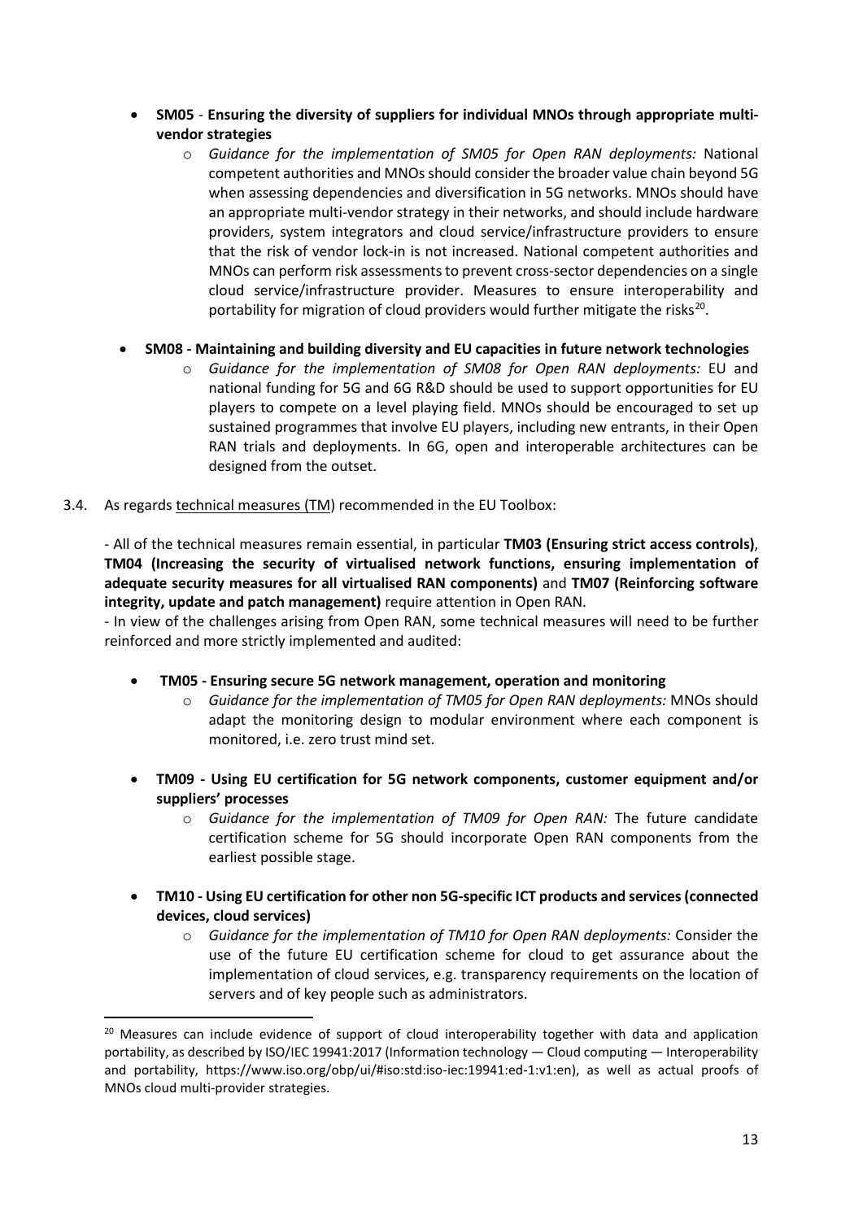- **SM05** - **Ensuring the diversity of suppliers for individual MNOs through appropriate multi-vendor strategies**
  - *Guidance for the implementation of SM05 for Open RAN deployments:* National competent authorities and MNOs should consider the broader value chain beyond 5G when assessing dependencies and diversification in 5G networks. MNOs should have an appropriate multi-vendor strategy in their networks, and should include hardware providers, system integrators and cloud service/infrastructure providers to ensure that the risk of vendor lock-in is not increased. National competent authorities and MNOs can perform risk assessments to prevent cross-sector dependencies on a single cloud service/infrastructure provider. Measures to ensure interoperability and portability for migration of cloud providers would further mitigate the risks[20].

- **SM08 - Maintaining and building diversity and EU capacities in future network technologies**
  - *Guidance for the implementation of SM08 for Open RAN deployments:* EU and national funding for 5G and 6G R&D should be used to support opportunities for EU players to compete on a level playing field. MNOs should be encouraged to set up sustained programmes that involve EU players, including new entrants, in their Open RAN trials and deployments. In 6G, open and interoperable architectures can be designed from the outset.

3.4. As regards technical measures (TM) recommended in the EU Toolbox:

- All of the technical measures remain essential, in particular **TM03 (Ensuring strict access controls)**, **TM04 (Increasing the security of virtualised network functions, ensuring implementation of adequate security measures for all virtualised RAN components)** and **TM07 (Reinforcing software integrity, update and patch management)** require attention in Open RAN.

- In view of the challenges arising from Open RAN, some technical measures will need to be further reinforced and more strictly implemented and audited:

- **TM05 - Ensuring secure 5G network management, operation and monitoring**
  - *Guidance for the implementation of TM05 for Open RAN deployments:* MNOs should adapt the monitoring design to modular environment where each component is monitored, i.e. zero trust mind set.

- **TM09 - Using EU certification for 5G network components, customer equipment and/or suppliers' processes**
  - *Guidance for the implementation of TM09 for Open RAN:* The future candidate certification scheme for 5G should incorporate Open RAN components from the earliest possible stage.

- **TM10 - Using EU certification for other non 5G-specific ICT products and services (connected devices, cloud services)**
  - *Guidance for the implementation of TM10 for Open RAN deployments:* Consider the use of the future EU certification scheme for cloud to get assurance about the implementation of cloud services, e.g. transparency requirements on the location of servers and of key people such as administrators.

---

[20] Measures can include evidence of support of cloud interoperability together with data and application portability, as described by ISO/IEC 19941:2017 (Information technology — Cloud computing — Interoperability and portability, https://www.iso.org/obp/ui/#iso:std:iso-iec:19941:ed-1:v1:en), as well as actual proofs of MNOs cloud multi-provider strategies.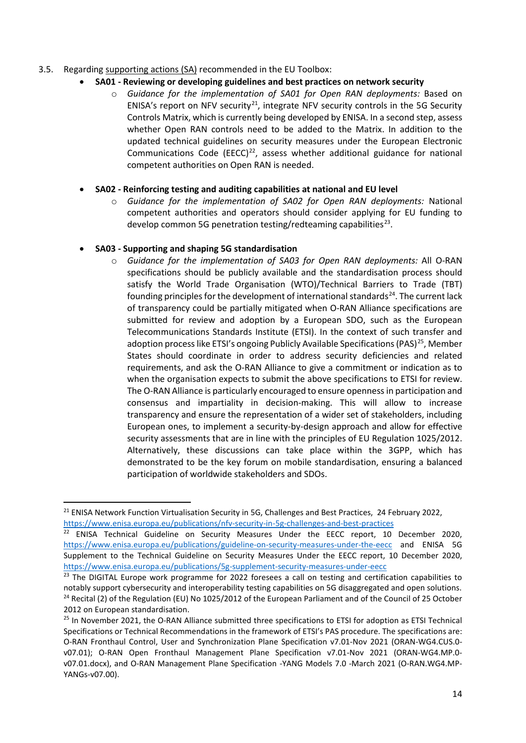3.5. Regarding supporting actions (SA) recommended in the EU Toolbox:

- **SA01 - Reviewing or developing guidelines and best practices on network security**
    - *Guidance for the implementation of SA01 for Open RAN deployments:* Based on ENISA's report on NFV security[21], integrate NFV security controls in the 5G Security Controls Matrix, which is currently being developed by ENISA. In a second step, assess whether Open RAN controls need to be added to the Matrix. In addition to the updated technical guidelines on security measures under the European Electronic Communications Code (EECC)[22], assess whether additional guidance for national competent authorities on Open RAN is needed.

- **SA02 - Reinforcing testing and auditing capabilities at national and EU level**
    - *Guidance for the implementation of SA02 for Open RAN deployments:* National competent authorities and operators should consider applying for EU funding to develop common 5G penetration testing/redteaming capabilities[23].

- **SA03 - Supporting and shaping 5G standardisation**
    - *Guidance for the implementation of SA03 for Open RAN deployments:* All O-RAN specifications should be publicly available and the standardisation process should satisfy the World Trade Organisation (WTO)/Technical Barriers to Trade (TBT) founding principles for the development of international standards[24]. The current lack of transparency could be partially mitigated when O-RAN Alliance specifications are submitted for review and adoption by a European SDO, such as the European Telecommunications Standards Institute (ETSI). In the context of such transfer and adoption process like ETSI's ongoing Publicly Available Specifications (PAS)[25], Member States should coordinate in order to address security deficiencies and related requirements, and ask the O-RAN Alliance to give a commitment or indication as to when the organisation expects to submit the above specifications to ETSI for review. The O-RAN Alliance is particularly encouraged to ensure openness in participation and consensus and impartiality in decision-making. This will allow to increase transparency and ensure the representation of a wider set of stakeholders, including European ones, to implement a security-by-design approach and allow for effective security assessments that are in line with the principles of EU Regulation 1025/2012. Alternatively, these discussions can take place within the 3GPP, which has demonstrated to be the key forum on mobile standardisation, ensuring a balanced participation of worldwide stakeholders and SDOs.

---

[21] ENISA Network Function Virtualisation Security in 5G, Challenges and Best Practices, 24 February 2022, https://www.enisa.europa.eu/publications/nfv-security-in-5g-challenges-and-best-practices

[22] ENISA Technical Guideline on Security Measures Under the EECC report, 10 December 2020, https://www.enisa.europa.eu/publications/guideline-on-security-measures-under-the-eecc and ENISA 5G Supplement to the Technical Guideline on Security Measures Under the EECC report, 10 December 2020, https://www.enisa.europa.eu/publications/5g-supplement-security-measures-under-eecc

[23] The DIGITAL Europe work programme for 2022 foresees a call on testing and certification capabilities to notably support cybersecurity and interoperability testing capabilities on 5G disaggregated and open solutions.

[24] Recital (2) of the Regulation (EU) No 1025/2012 of the European Parliament and of the Council of 25 October 2012 on European standardisation.

[25] In November 2021, the O-RAN Alliance submitted three specifications to ETSI for adoption as ETSI Technical Specifications or Technical Recommendations in the framework of ETSI's PAS procedure. The specifications are: O-RAN Fronthaul Control, User and Synchronization Plane Specification v7.01-Nov 2021 (ORAN-WG4.CUS.0-v07.01); O-RAN Open Fronthaul Management Plane Specification v7.01-Nov 2021 (ORAN-WG4.MP.0-v07.01.docx), and O-RAN Management Plane Specification -YANG Models 7.0 -March 2021 (O-RAN.WG4.MP-YANGs-v07.00).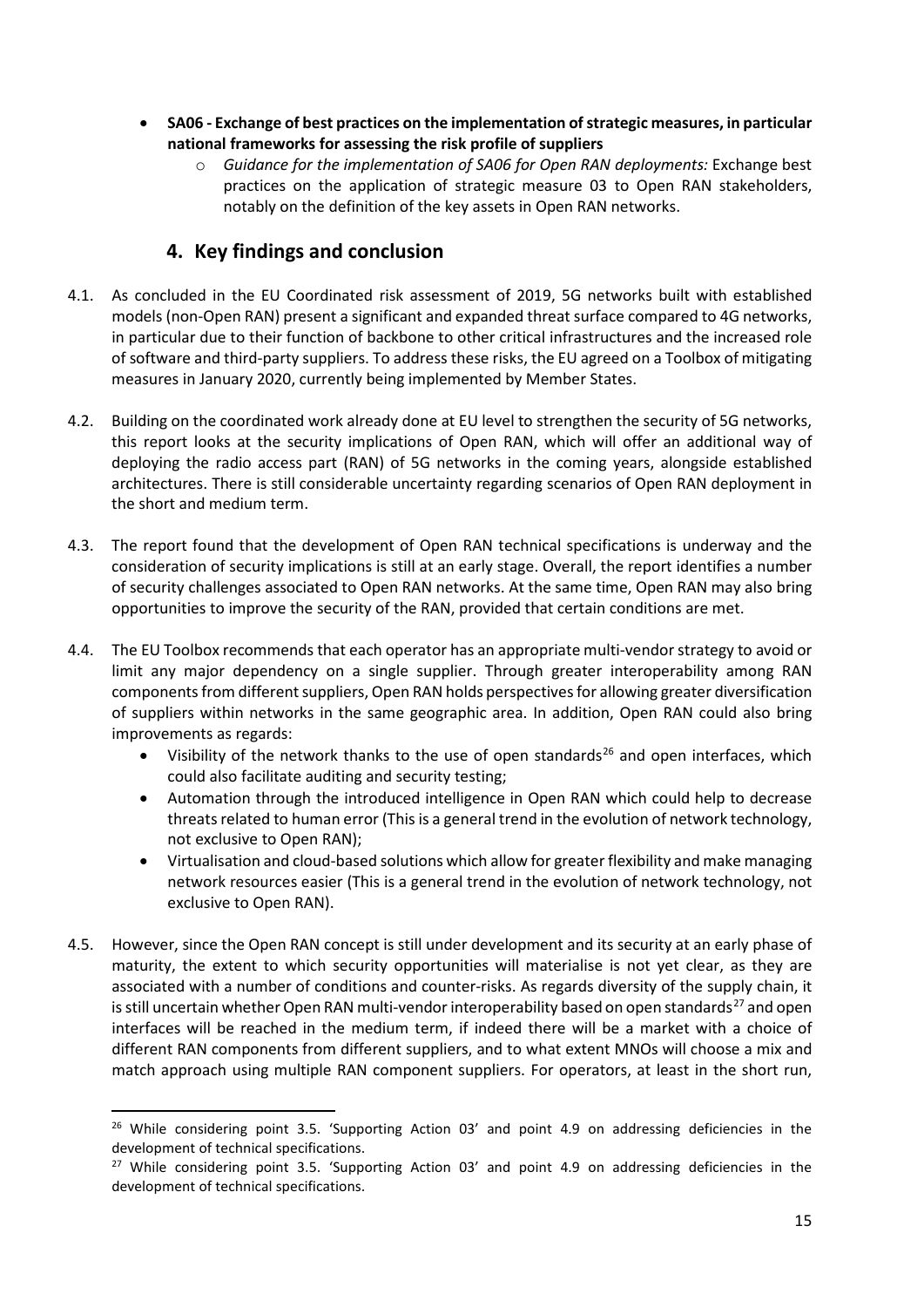- **SA06 - Exchange of best practices on the implementation of strategic measures, in particular national frameworks for assessing the risk profile of suppliers**
  - *Guidance for the implementation of SA06 for Open RAN deployments:* Exchange best practices on the application of strategic measure 03 to Open RAN stakeholders, notably on the definition of the key assets in Open RAN networks.

## 4. Key findings and conclusion

4.1. As concluded in the EU Coordinated risk assessment of 2019, 5G networks built with established models (non-Open RAN) present a significant and expanded threat surface compared to 4G networks, in particular due to their function of backbone to other critical infrastructures and the increased role of software and third-party suppliers. To address these risks, the EU agreed on a Toolbox of mitigating measures in January 2020, currently being implemented by Member States.

4.2. Building on the coordinated work already done at EU level to strengthen the security of 5G networks, this report looks at the security implications of Open RAN, which will offer an additional way of deploying the radio access part (RAN) of 5G networks in the coming years, alongside established architectures. There is still considerable uncertainty regarding scenarios of Open RAN deployment in the short and medium term.

4.3. The report found that the development of Open RAN technical specifications is underway and the consideration of security implications is still at an early stage. Overall, the report identifies a number of security challenges associated to Open RAN networks. At the same time, Open RAN may also bring opportunities to improve the security of the RAN, provided that certain conditions are met.

4.4. The EU Toolbox recommends that each operator has an appropriate multi-vendor strategy to avoid or limit any major dependency on a single supplier. Through greater interoperability among RAN components from different suppliers, Open RAN holds perspectives for allowing greater diversification of suppliers within networks in the same geographic area. In addition, Open RAN could also bring improvements as regards:

- Visibility of the network thanks to the use of open standards[26] and open interfaces, which could also facilitate auditing and security testing;
- Automation through the introduced intelligence in Open RAN which could help to decrease threats related to human error (This is a general trend in the evolution of network technology, not exclusive to Open RAN);
- Virtualisation and cloud-based solutions which allow for greater flexibility and make managing network resources easier (This is a general trend in the evolution of network technology, not exclusive to Open RAN).

4.5. However, since the Open RAN concept is still under development and its security at an early phase of maturity, the extent to which security opportunities will materialise is not yet clear, as they are associated with a number of conditions and counter-risks. As regards diversity of the supply chain, it is still uncertain whether Open RAN multi-vendor interoperability based on open standards[27] and open interfaces will be reached in the medium term, if indeed there will be a market with a choice of different RAN components from different suppliers, and to what extent MNOs will choose a mix and match approach using multiple RAN component suppliers. For operators, at least in the short run,

[26] While considering point 3.5. 'Supporting Action 03' and point 4.9 on addressing deficiencies in the development of technical specifications.

[27] While considering point 3.5. 'Supporting Action 03' and point 4.9 on addressing deficiencies in the development of technical specifications.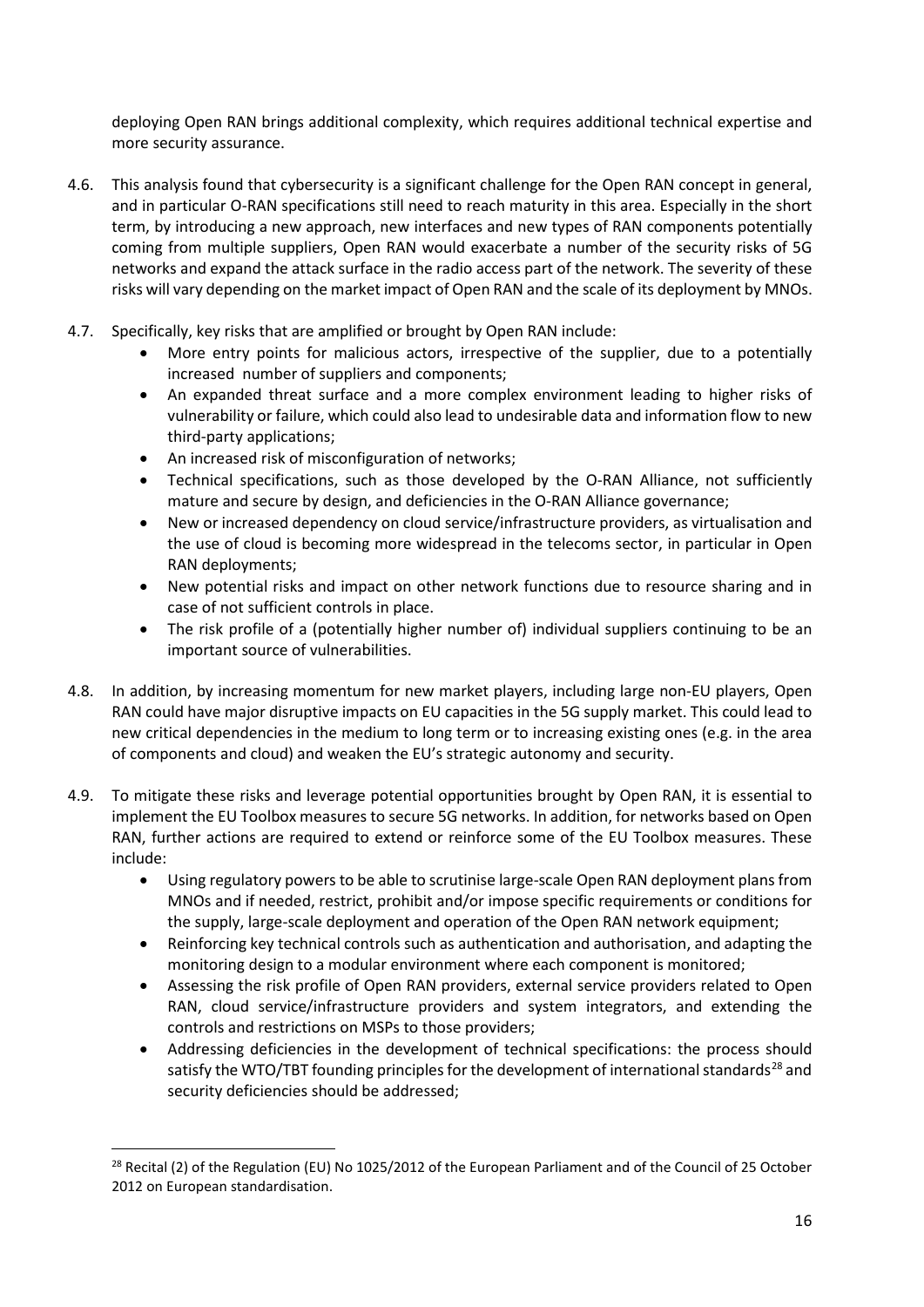deploying Open RAN brings additional complexity, which requires additional technical expertise and more security assurance.

4.6. This analysis found that cybersecurity is a significant challenge for the Open RAN concept in general, and in particular O-RAN specifications still need to reach maturity in this area. Especially in the short term, by introducing a new approach, new interfaces and new types of RAN components potentially coming from multiple suppliers, Open RAN would exacerbate a number of the security risks of 5G networks and expand the attack surface in the radio access part of the network. The severity of these risks will vary depending on the market impact of Open RAN and the scale of its deployment by MNOs.

4.7. Specifically, key risks that are amplified or brought by Open RAN include:

- More entry points for malicious actors, irrespective of the supplier, due to a potentially increased number of suppliers and components;
- An expanded threat surface and a more complex environment leading to higher risks of vulnerability or failure, which could also lead to undesirable data and information flow to new third-party applications;
- An increased risk of misconfiguration of networks;
- Technical specifications, such as those developed by the O-RAN Alliance, not sufficiently mature and secure by design, and deficiencies in the O-RAN Alliance governance;
- New or increased dependency on cloud service/infrastructure providers, as virtualisation and the use of cloud is becoming more widespread in the telecoms sector, in particular in Open RAN deployments;
- New potential risks and impact on other network functions due to resource sharing and in case of not sufficient controls in place.
- The risk profile of a (potentially higher number of) individual suppliers continuing to be an important source of vulnerabilities.

4.8. In addition, by increasing momentum for new market players, including large non-EU players, Open RAN could have major disruptive impacts on EU capacities in the 5G supply market. This could lead to new critical dependencies in the medium to long term or to increasing existing ones (e.g. in the area of components and cloud) and weaken the EU's strategic autonomy and security.

4.9. To mitigate these risks and leverage potential opportunities brought by Open RAN, it is essential to implement the EU Toolbox measures to secure 5G networks. In addition, for networks based on Open RAN, further actions are required to extend or reinforce some of the EU Toolbox measures. These include:

- Using regulatory powers to be able to scrutinise large-scale Open RAN deployment plans from MNOs and if needed, restrict, prohibit and/or impose specific requirements or conditions for the supply, large-scale deployment and operation of the Open RAN network equipment;
- Reinforcing key technical controls such as authentication and authorisation, and adapting the monitoring design to a modular environment where each component is monitored;
- Assessing the risk profile of Open RAN providers, external service providers related to Open RAN, cloud service/infrastructure providers and system integrators, and extending the controls and restrictions on MSPs to those providers;
- Addressing deficiencies in the development of technical specifications: the process should satisfy the WTO/TBT founding principles for the development of international standards[28] and security deficiencies should be addressed;

[28] Recital (2) of the Regulation (EU) No 1025/2012 of the European Parliament and of the Council of 25 October 2012 on European standardisation.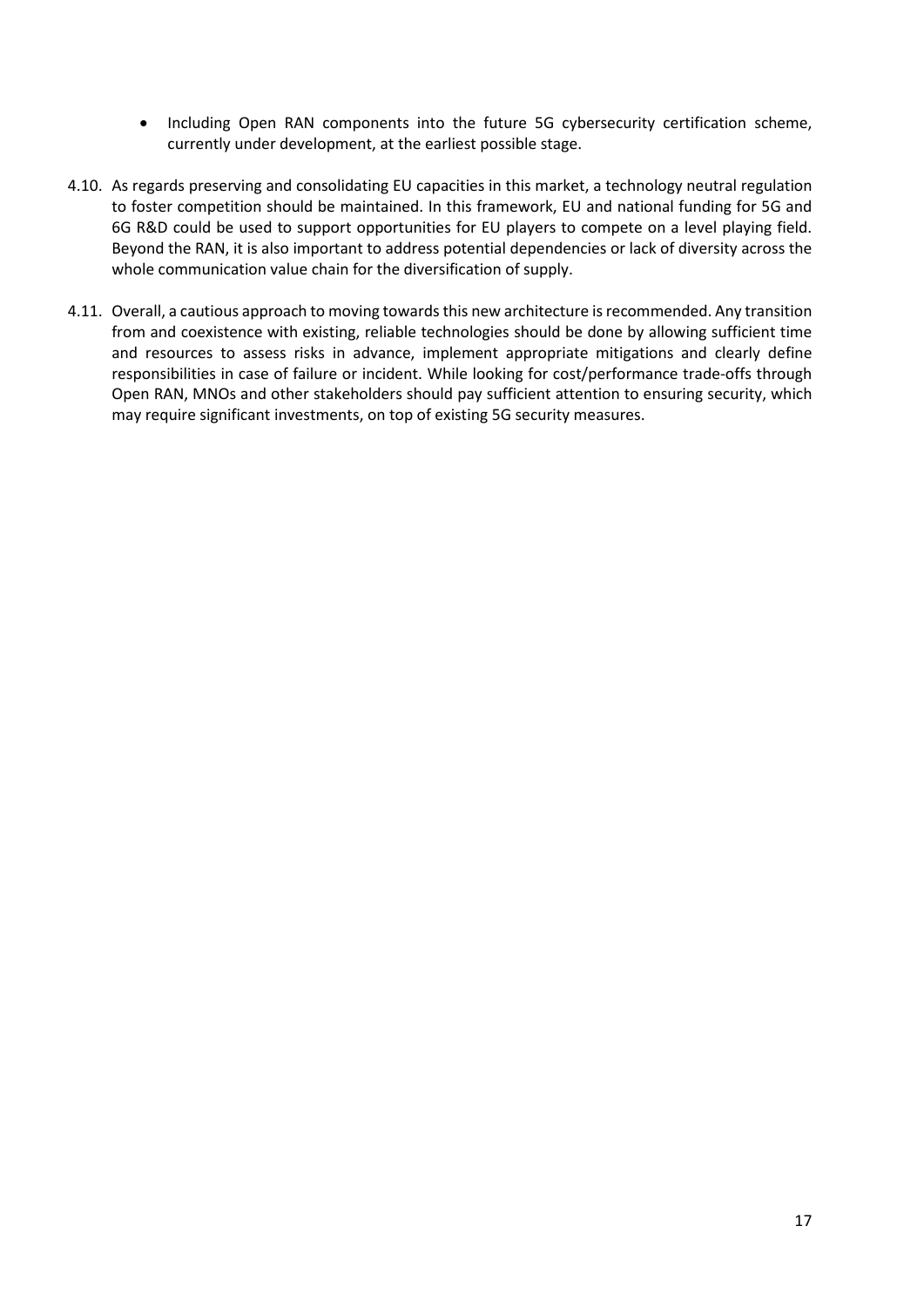- Including Open RAN components into the future 5G cybersecurity certification scheme, currently under development, at the earliest possible stage.

4.10. As regards preserving and consolidating EU capacities in this market, a technology neutral regulation to foster competition should be maintained. In this framework, EU and national funding for 5G and 6G R&D could be used to support opportunities for EU players to compete on a level playing field. Beyond the RAN, it is also important to address potential dependencies or lack of diversity across the whole communication value chain for the diversification of supply.

4.11. Overall, a cautious approach to moving towards this new architecture is recommended. Any transition from and coexistence with existing, reliable technologies should be done by allowing sufficient time and resources to assess risks in advance, implement appropriate mitigations and clearly define responsibilities in case of failure or incident. While looking for cost/performance trade-offs through Open RAN, MNOs and other stakeholders should pay sufficient attention to ensuring security, which may require significant investments, on top of existing 5G security measures.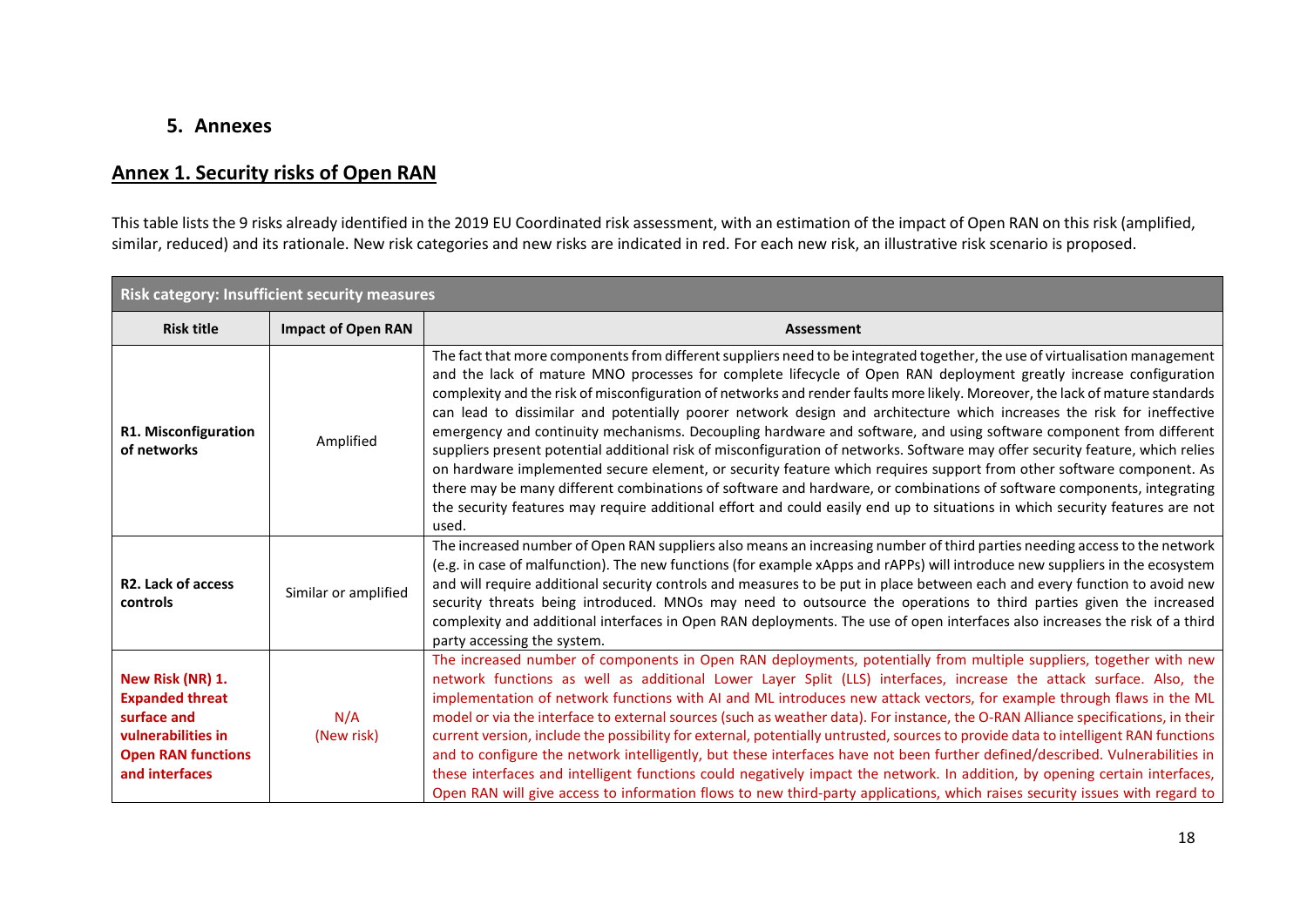## 5. Annexes

## Annex 1. Security risks of Open RAN

This table lists the 9 risks already identified in the 2019 EU Coordinated risk assessment, with an estimation of the impact of Open RAN on this risk (amplified, similar, reduced) and its rationale. New risk categories and new risks are indicated in red. For each new risk, an illustrative risk scenario is proposed.

| **Risk category: Insufficient security measures** | | |
|---|---|---|
| **Risk title** | **Impact of Open RAN** | **Assessment** |
| **R1. Misconfiguration of networks** | Amplified | The fact that more components from different suppliers need to be integrated together, the use of virtualisation management and the lack of mature MNO processes for complete lifecycle of Open RAN deployment greatly increase configuration complexity and the risk of misconfiguration of networks and render faults more likely. Moreover, the lack of mature standards can lead to dissimilar and potentially poorer network design and architecture which increases the risk for ineffective emergency and continuity mechanisms. Decoupling hardware and software, and using software component from different suppliers present potential additional risk of misconfiguration of networks. Software may offer security feature, which relies on hardware implemented secure element, or security feature which requires support from other software component. As there may be many different combinations of software and hardware, or combinations of software components, integrating the security features may require additional effort and could easily end up to situations in which security features are not used. |
| **R2. Lack of access controls** | Similar or amplified | The increased number of Open RAN suppliers also means an increasing number of third parties needing access to the network (e.g. in case of malfunction). The new functions (for example xApps and rAPPs) will introduce new suppliers in the ecosystem and will require additional security controls and measures to be put in place between each and every function to avoid new security threats being introduced. MNOs may need to outsource the operations to third parties given the increased complexity and additional interfaces in Open RAN deployments. The use of open interfaces also increases the risk of a third party accessing the system. |
| **New Risk (NR) 1. Expanded threat surface and vulnerabilities in Open RAN functions and interfaces** | N/A (New risk) | The increased number of components in Open RAN deployments, potentially from multiple suppliers, together with new network functions as well as additional Lower Layer Split (LLS) interfaces, increase the attack surface. Also, the implementation of network functions with AI and ML introduces new attack vectors, for example through flaws in the ML model or via the interface to external sources (such as weather data). For instance, the O-RAN Alliance specifications, in their current version, include the possibility for external, potentially untrusted, sources to provide data to intelligent RAN functions and to configure the network intelligently, but these interfaces have not been further defined/described. Vulnerabilities in these interfaces and intelligent functions could negatively impact the network. In addition, by opening certain interfaces, Open RAN will give access to information flows to new third-party applications, which raises security issues with regard to |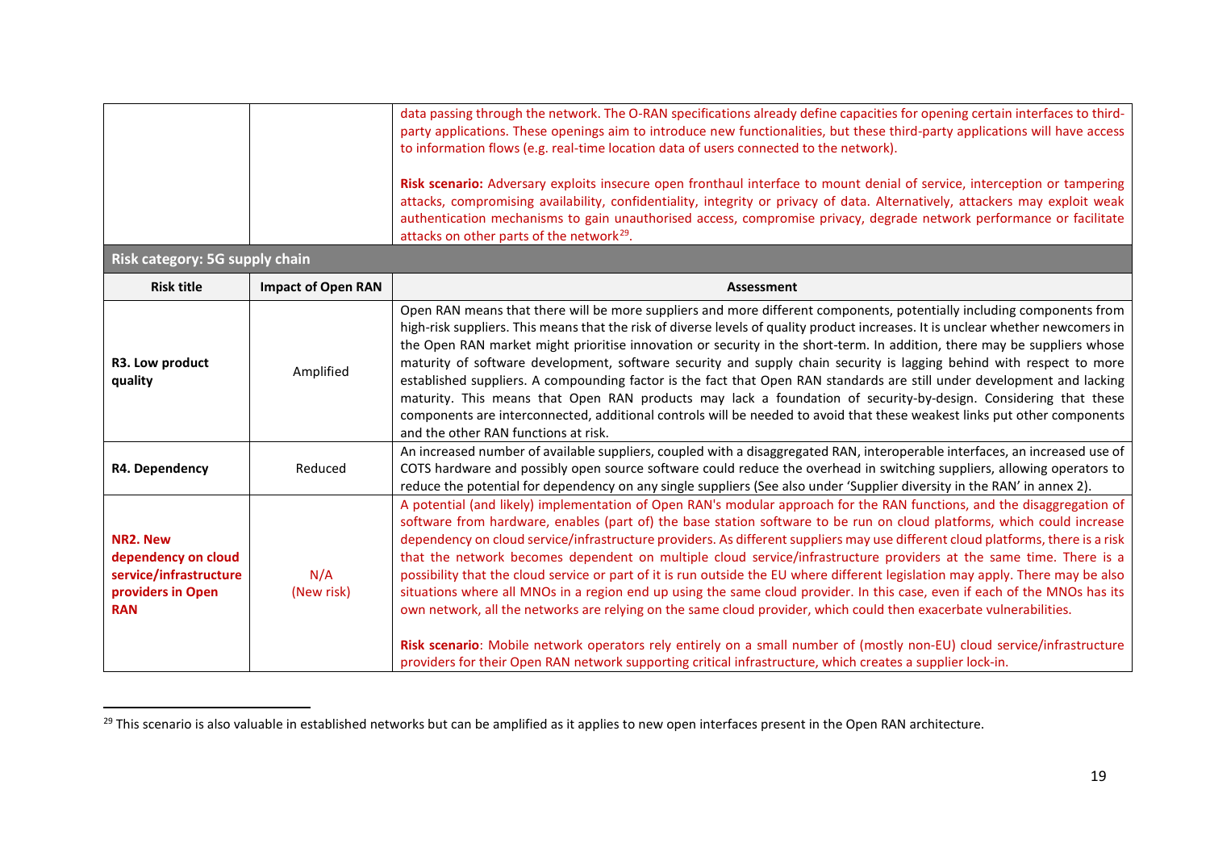| | | |
|---|---|---|
| | | data passing through the network. The O-RAN specifications already define capacities for opening certain interfaces to third-party applications. These openings aim to introduce new functionalities, but these third-party applications will have access to information flows (e.g. real-time location data of users connected to the network).<br><br>**Risk scenario:** Adversary exploits insecure open fronthaul interface to mount denial of service, interception or tampering attacks, compromising availability, confidentiality, integrity or privacy of data. Alternatively, attackers may exploit weak authentication mechanisms to gain unauthorised access, compromise privacy, degrade network performance or facilitate attacks on other parts of the network[29]. |
| **Risk category: 5G supply chain** | | |
| **Risk title** | **Impact of Open RAN** | **Assessment** |
| **R3. Low product quality** | Amplified | Open RAN means that there will be more suppliers and more different components, potentially including components from high-risk suppliers. This means that the risk of diverse levels of quality product increases. It is unclear whether newcomers in the Open RAN market might prioritise innovation or security in the short-term. In addition, there may be suppliers whose maturity of software development, software security and supply chain security is lagging behind with respect to more established suppliers. A compounding factor is the fact that Open RAN standards are still under development and lacking maturity. This means that Open RAN products may lack a foundation of security-by-design. Considering that these components are interconnected, additional controls will be needed to avoid that these weakest links put other components and the other RAN functions at risk. |
| **R4. Dependency** | Reduced | An increased number of available suppliers, coupled with a disaggregated RAN, interoperable interfaces, an increased use of COTS hardware and possibly open source software could reduce the overhead in switching suppliers, allowing operators to reduce the potential for dependency on any single suppliers (See also under 'Supplier diversity in the RAN' in annex 2). |
| **NR2. New dependency on cloud service/infrastructure providers in Open RAN** | N/A (New risk) | A potential (and likely) implementation of Open RAN's modular approach for the RAN functions, and the disaggregation of software from hardware, enables (part of) the base station software to be run on cloud platforms, which could increase dependency on cloud service/infrastructure providers. As different suppliers may use different cloud platforms, there is a risk that the network becomes dependent on multiple cloud service/infrastructure providers at the same time. There is a possibility that the cloud service or part of it is run outside the EU where different legislation may apply. There may be also situations where all MNOs in a region end up using the same cloud provider. In this case, even if each of the MNOs has its own network, all the networks are relying on the same cloud provider, which could then exacerbate vulnerabilities.<br><br>**Risk scenario**: Mobile network operators rely entirely on a small number of (mostly non-EU) cloud service/infrastructure providers for their Open RAN network supporting critical infrastructure, which creates a supplier lock-in. |

[29] This scenario is also valuable in established networks but can be amplified as it applies to new open interfaces present in the Open RAN architecture.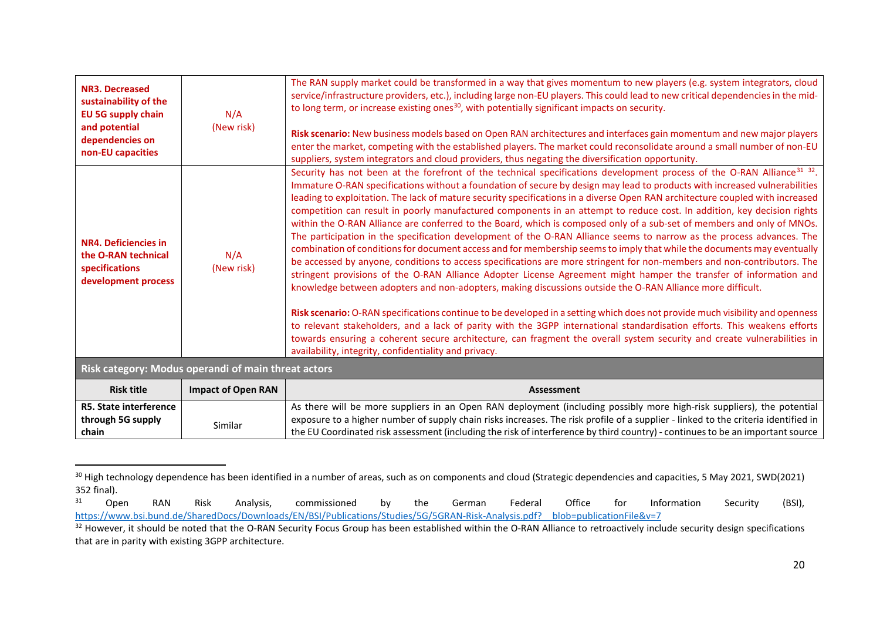| Risk title | Impact of Open RAN | Assessment |
|---|---|---|
| **NR3. Decreased sustainability of the EU 5G supply chain and potential dependencies on non-EU capacities** | N/A (New risk) | The RAN supply market could be transformed in a way that gives momentum to new players (e.g. system integrators, cloud service/infrastructure providers, etc.), including large non-EU players. This could lead to new critical dependencies in the mid- to long term, or increase existing ones[30], with potentially significant impacts on security.<br><br>**Risk scenario:** New business models based on Open RAN architectures and interfaces gain momentum and new major players enter the market, competing with the established players. The market could reconsolidate around a small number of non-EU suppliers, system integrators and cloud providers, thus negating the diversification opportunity. |
| **NR4. Deficiencies in the O-RAN technical specifications development process** | N/A (New risk) | Security has not been at the forefront of the technical specifications development process of the O-RAN Alliance[31] [32]. Immature O-RAN specifications without a foundation of secure by design may lead to products with increased vulnerabilities leading to exploitation. The lack of mature security specifications in a diverse Open RAN architecture coupled with increased competition can result in poorly manufactured components in an attempt to reduce cost. In addition, key decision rights within the O-RAN Alliance are conferred to the Board, which is composed only of a sub-set of members and only of MNOs. The participation in the specification development of the O-RAN Alliance seems to narrow as the process advances. The combination of conditions for document access and for membership seems to imply that while the documents may eventually be accessed by anyone, conditions to access specifications are more stringent for non-members and non-contributors. The stringent provisions of the O-RAN Alliance Adopter License Agreement might hamper the transfer of information and knowledge between adopters and non-adopters, making discussions outside the O-RAN Alliance more difficult.<br><br>**Risk scenario:** O-RAN specifications continue to be developed in a setting which does not provide much visibility and openness to relevant stakeholders, and a lack of parity with the 3GPP international standardisation efforts. This weakens efforts towards ensuring a coherent secure architecture, can fragment the overall system security and create vulnerabilities in availability, integrity, confidentiality and privacy. |
| **Risk category: Modus operandi of main threat actors** | | |
| **Risk title** | **Impact of Open RAN** | **Assessment** |
| **R5. State interference through 5G supply chain** | Similar | As there will be more suppliers in an Open RAN deployment (including possibly more high-risk suppliers), the potential exposure to a higher number of supply chain risks increases. The risk profile of a supplier - linked to the criteria identified in the EU Coordinated risk assessment (including the risk of interference by third country) - continues to be an important source |

[30] High technology dependence has been identified in a number of areas, such as on components and cloud (Strategic dependencies and capacities, 5 May 2021, SWD(2021) 352 final).

[31] Open RAN Risk Analysis, commissioned by the German Federal Office for Information Security (BSI), https://www.bsi.bund.de/SharedDocs/Downloads/EN/BSI/Publications/Studies/5G/5GRAN-Risk-Analysis.pdf?__blob=publicationFile&v=7

[32] However, it should be noted that the O-RAN Security Focus Group has been established within the O-RAN Alliance to retroactively include security design specifications that are in parity with existing 3GPP architecture.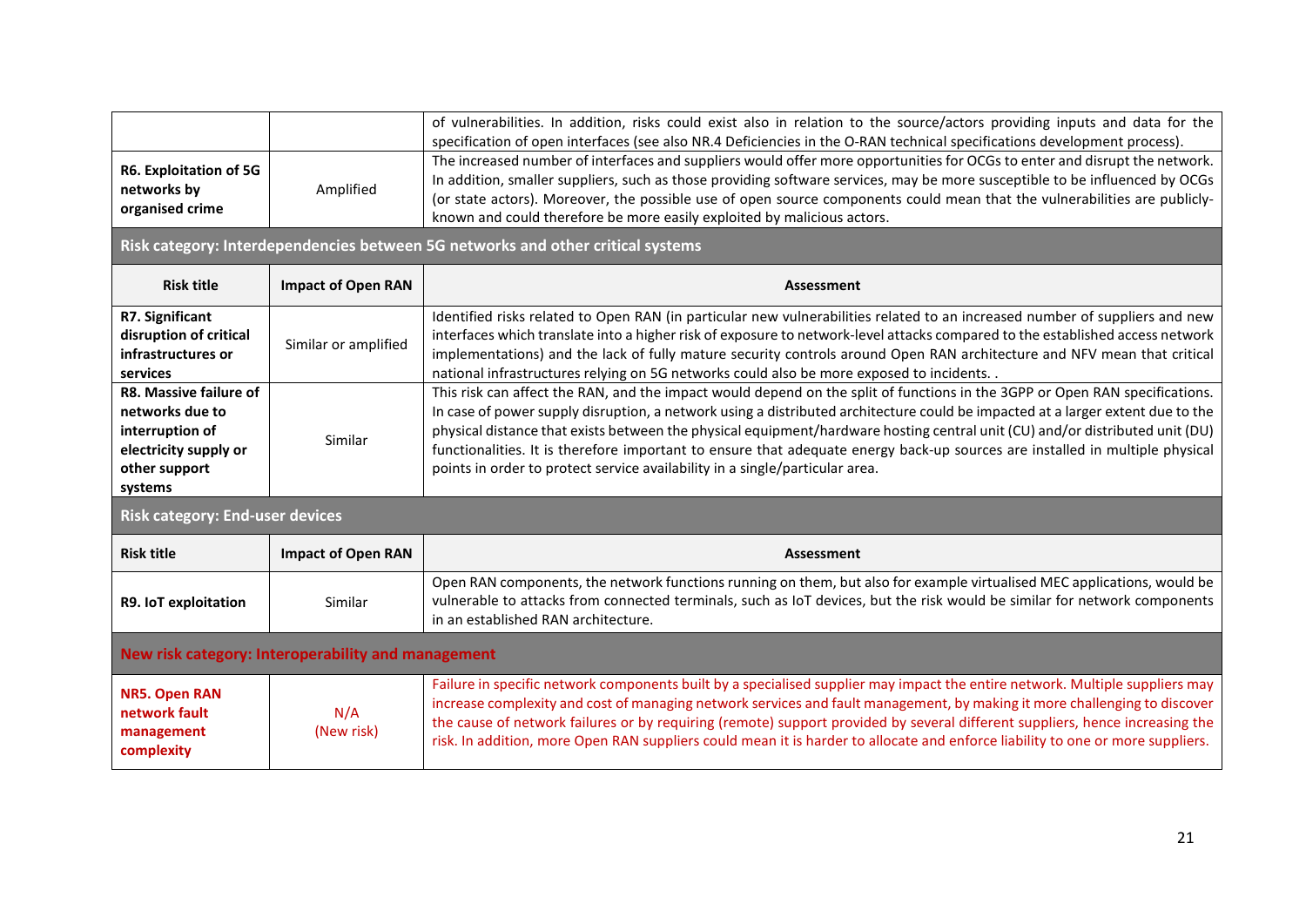| | | |
|---|---|---|
| | | of vulnerabilities. In addition, risks could exist also in relation to the source/actors providing inputs and data for the specification of open interfaces (see also NR.4 Deficiencies in the O-RAN technical specifications development process). |
| **R6. Exploitation of 5G networks by organised crime** | Amplified | The increased number of interfaces and suppliers would offer more opportunities for OCGs to enter and disrupt the network. In addition, smaller suppliers, such as those providing software services, may be more susceptible to be influenced by OCGs (or state actors). Moreover, the possible use of open source components could mean that the vulnerabilities are publicly-known and could therefore be more easily exploited by malicious actors. |
| **Risk category: Interdependencies between 5G networks and other critical systems** | | |
| **Risk title** | **Impact of Open RAN** | **Assessment** |
| **R7. Significant disruption of critical infrastructures or services** | Similar or amplified | Identified risks related to Open RAN (in particular new vulnerabilities related to an increased number of suppliers and new interfaces which translate into a higher risk of exposure to network-level attacks compared to the established access network implementations) and the lack of fully mature security controls around Open RAN architecture and NFV mean that critical national infrastructures relying on 5G networks could also be more exposed to incidents. . |
| **R8. Massive failure of networks due to interruption of electricity supply or other support systems** | Similar | This risk can affect the RAN, and the impact would depend on the split of functions in the 3GPP or Open RAN specifications. In case of power supply disruption, a network using a distributed architecture could be impacted at a larger extent due to the physical distance that exists between the physical equipment/hardware hosting central unit (CU) and/or distributed unit (DU) functionalities. It is therefore important to ensure that adequate energy back-up sources are installed in multiple physical points in order to protect service availability in a single/particular area. |
| **Risk category: End-user devices** | | |
| **Risk title** | **Impact of Open RAN** | **Assessment** |
| **R9. IoT exploitation** | Similar | Open RAN components, the network functions running on them, but also for example virtualised MEC applications, would be vulnerable to attacks from connected terminals, such as IoT devices, but the risk would be similar for network components in an established RAN architecture. |
| **New risk category: Interoperability and management** | | |
| **NR5. Open RAN network fault management complexity** | N/A (New risk) | Failure in specific network components built by a specialised supplier may impact the entire network. Multiple suppliers may increase complexity and cost of managing network services and fault management, by making it more challenging to discover the cause of network failures or by requiring (remote) support provided by several different suppliers, hence increasing the risk. In addition, more Open RAN suppliers could mean it is harder to allocate and enforce liability to one or more suppliers. |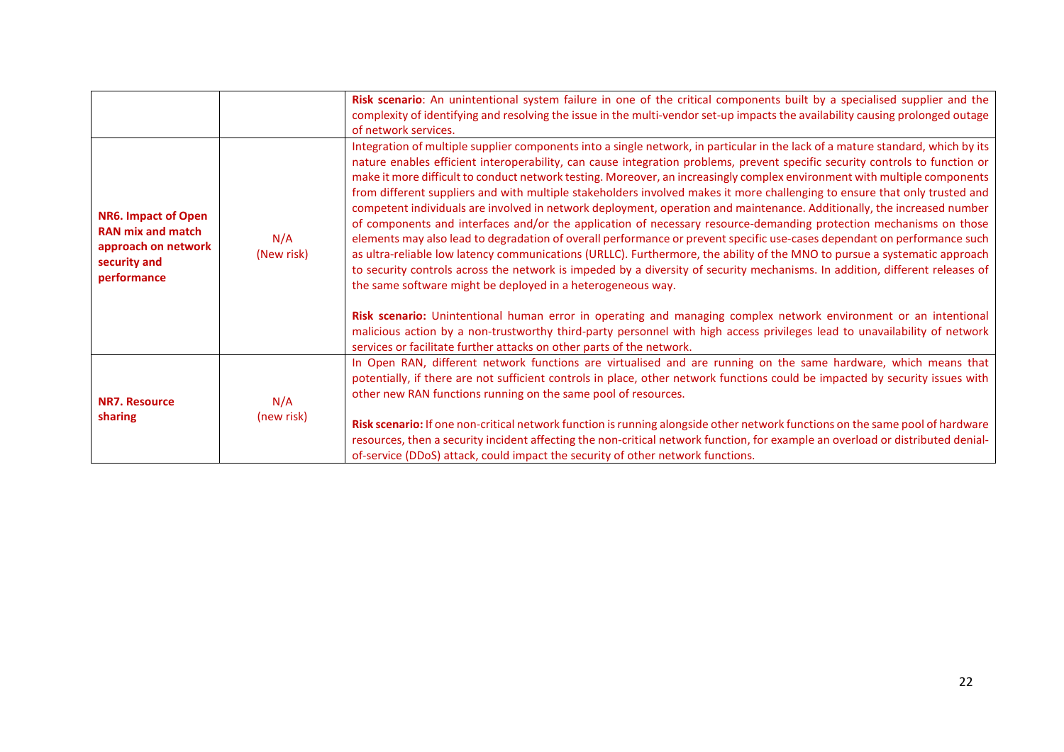| | | |
|---|---|---|
| | | **Risk scenario**: An unintentional system failure in one of the critical components built by a specialised supplier and the complexity of identifying and resolving the issue in the multi-vendor set-up impacts the availability causing prolonged outage of network services. |
| **NR6. Impact of Open RAN mix and match approach on network security and performance** | N/A (New risk) | Integration of multiple supplier components into a single network, in particular in the lack of a mature standard, which by its nature enables efficient interoperability, can cause integration problems, prevent specific security controls to function or make it more difficult to conduct network testing. Moreover, an increasingly complex environment with multiple components from different suppliers and with multiple stakeholders involved makes it more challenging to ensure that only trusted and competent individuals are involved in network deployment, operation and maintenance. Additionally, the increased number of components and interfaces and/or the application of necessary resource-demanding protection mechanisms on those elements may also lead to degradation of overall performance or prevent specific use-cases dependant on performance such as ultra-reliable low latency communications (URLLC). Furthermore, the ability of the MNO to pursue a systematic approach to security controls across the network is impeded by a diversity of security mechanisms. In addition, different releases of the same software might be deployed in a heterogeneous way.<br><br>**Risk scenario:** Unintentional human error in operating and managing complex network environment or an intentional malicious action by a non-trustworthy third-party personnel with high access privileges lead to unavailability of network services or facilitate further attacks on other parts of the network. |
| **NR7. Resource sharing** | N/A (new risk) | In Open RAN, different network functions are virtualised and are running on the same hardware, which means that potentially, if there are not sufficient controls in place, other network functions could be impacted by security issues with other new RAN functions running on the same pool of resources.<br><br>**Risk scenario:** If one non-critical network function is running alongside other network functions on the same pool of hardware resources, then a security incident affecting the non-critical network function, for example an overload or distributed denial-of-service (DDoS) attack, could impact the security of other network functions. |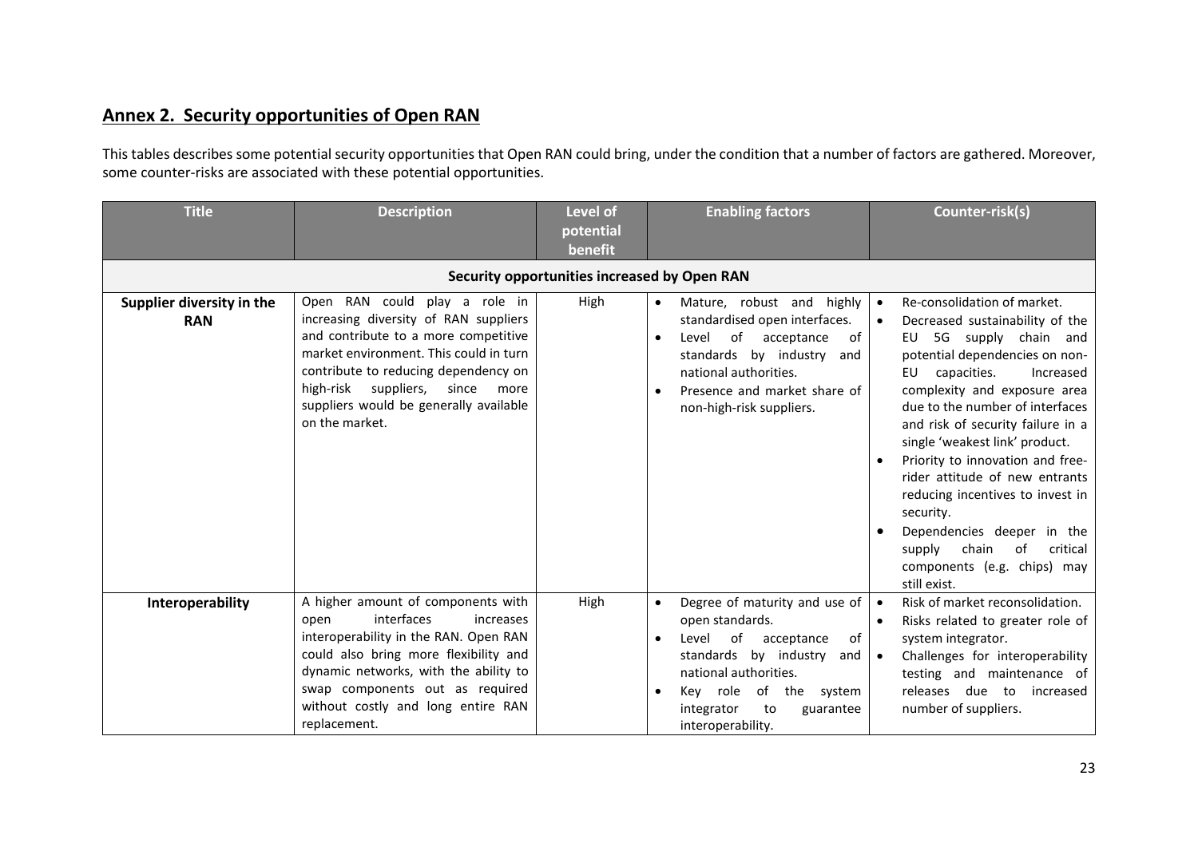## Annex 2. Security opportunities of Open RAN

This tables describes some potential security opportunities that Open RAN could bring, under the condition that a number of factors are gathered. Moreover, some counter-risks are associated with these potential opportunities.

| Title | Description | Level of potential benefit | Enabling factors | Counter-risk(s) |
|---|---|---|---|---|
| **Security opportunities increased by Open RAN** | | | | |
| **Supplier diversity in the RAN** | Open RAN could play a role in increasing diversity of RAN suppliers and contribute to a more competitive market environment. This could in turn contribute to reducing dependency on high-risk suppliers, since more suppliers would be generally available on the market. | High | • Mature, robust and highly standardised open interfaces.<br>• Level of acceptance of standards by industry and national authorities.<br>• Presence and market share of non-high-risk suppliers. | • Re-consolidation of market.<br>• Decreased sustainability of the EU 5G supply chain and potential dependencies on non-EU capacities. Increased complexity and exposure area due to the number of interfaces and risk of security failure in a single 'weakest link' product.<br>• Priority to innovation and free-rider attitude of new entrants reducing incentives to invest in security.<br>• Dependencies deeper in the supply chain of critical components (e.g. chips) may still exist. |
| **Interoperability** | A higher amount of components with open interfaces increases interoperability in the RAN. Open RAN could also bring more flexibility and dynamic networks, with the ability to swap components out as required without costly and long entire RAN replacement. | High | • Degree of maturity and use of open standards.<br>• Level of acceptance of standards by industry and national authorities.<br>• Key role of the system integrator to guarantee interoperability. | • Risk of market reconsolidation.<br>• Risks related to greater role of system integrator.<br>• Challenges for interoperability testing and maintenance of releases due to increased number of suppliers. |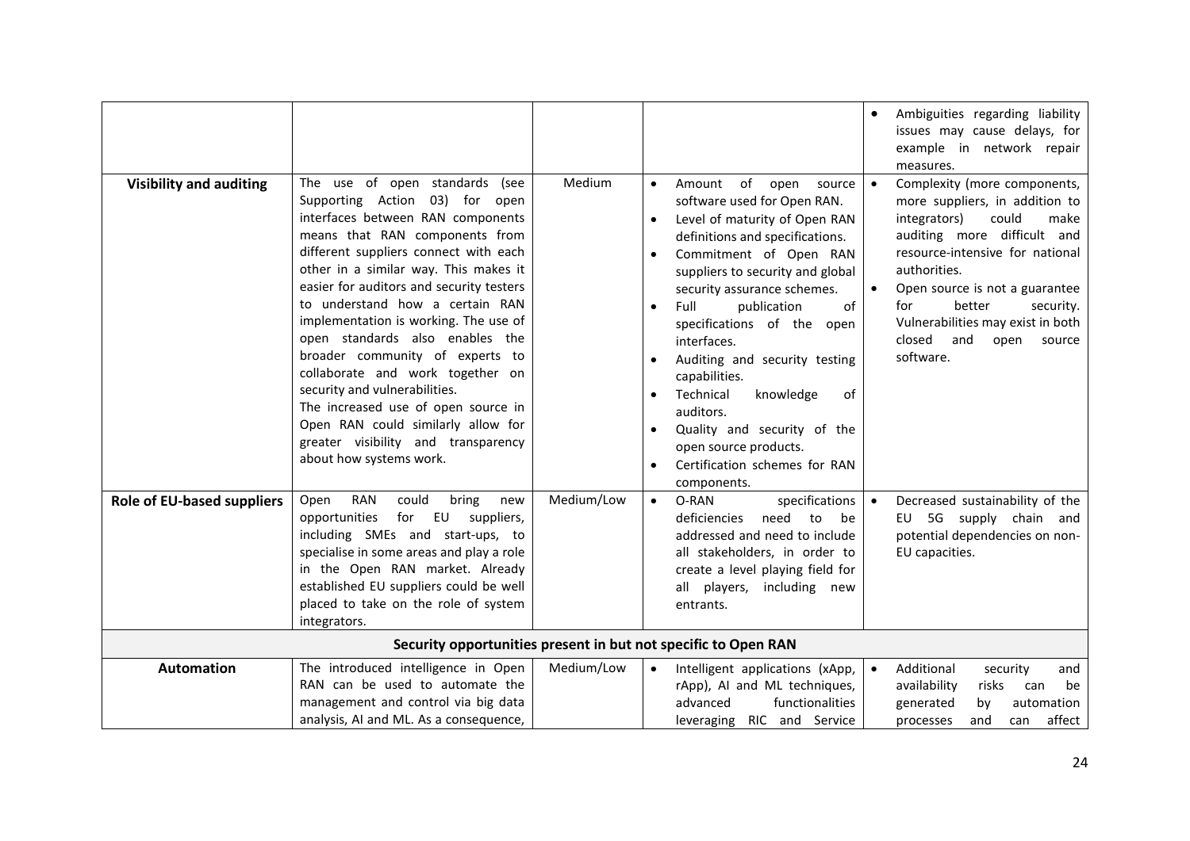| | | | | |
|---|---|---|---|---|
| | | | | • Ambiguities regarding liability issues may cause delays, for example in network repair measures. |
| **Visibility and auditing** | The use of open standards (see Supporting Action 03) for open interfaces between RAN components means that RAN components from different suppliers connect with each other in a similar way. This makes it easier for auditors and security testers to understand how a certain RAN implementation is working. The use of open standards also enables the broader community of experts to collaborate and work together on security and vulnerabilities.<br>The increased use of open source in Open RAN could similarly allow for greater visibility and transparency about how systems work. | Medium | • Amount of open source software used for Open RAN.<br>• Level of maturity of Open RAN definitions and specifications.<br>• Commitment of Open RAN suppliers to security and global security assurance schemes.<br>• Full publication of specifications of the open interfaces.<br>• Auditing and security testing capabilities.<br>• Technical knowledge of auditors.<br>• Quality and security of the open source products.<br>• Certification schemes for RAN components. | • Complexity (more components, more suppliers, in addition to integrators) could make auditing more difficult and resource-intensive for national authorities.<br>• Open source is not a guarantee for better security. Vulnerabilities may exist in both closed and open source software. |
| **Role of EU-based suppliers** | Open RAN could bring new opportunities for EU suppliers, including SMEs and start-ups, to specialise in some areas and play a role in the Open RAN market. Already established EU suppliers could be well placed to take on the role of system integrators. | Medium/Low | • O-RAN specifications deficiencies need to be addressed and need to include all stakeholders, in order to create a level playing field for all players, including new entrants. | • Decreased sustainability of the EU 5G supply chain and potential dependencies on non-EU capacities. |
| **Security opportunities present in but not specific to Open RAN** | | | | |
| **Automation** | The introduced intelligence in Open RAN can be used to automate the management and control via big data analysis, AI and ML. As a consequence, | Medium/Low | • Intelligent applications (xApp, rApp), AI and ML techniques, advanced functionalities leveraging RIC and Service | • Additional security and availability risks can be generated by automation processes and can affect |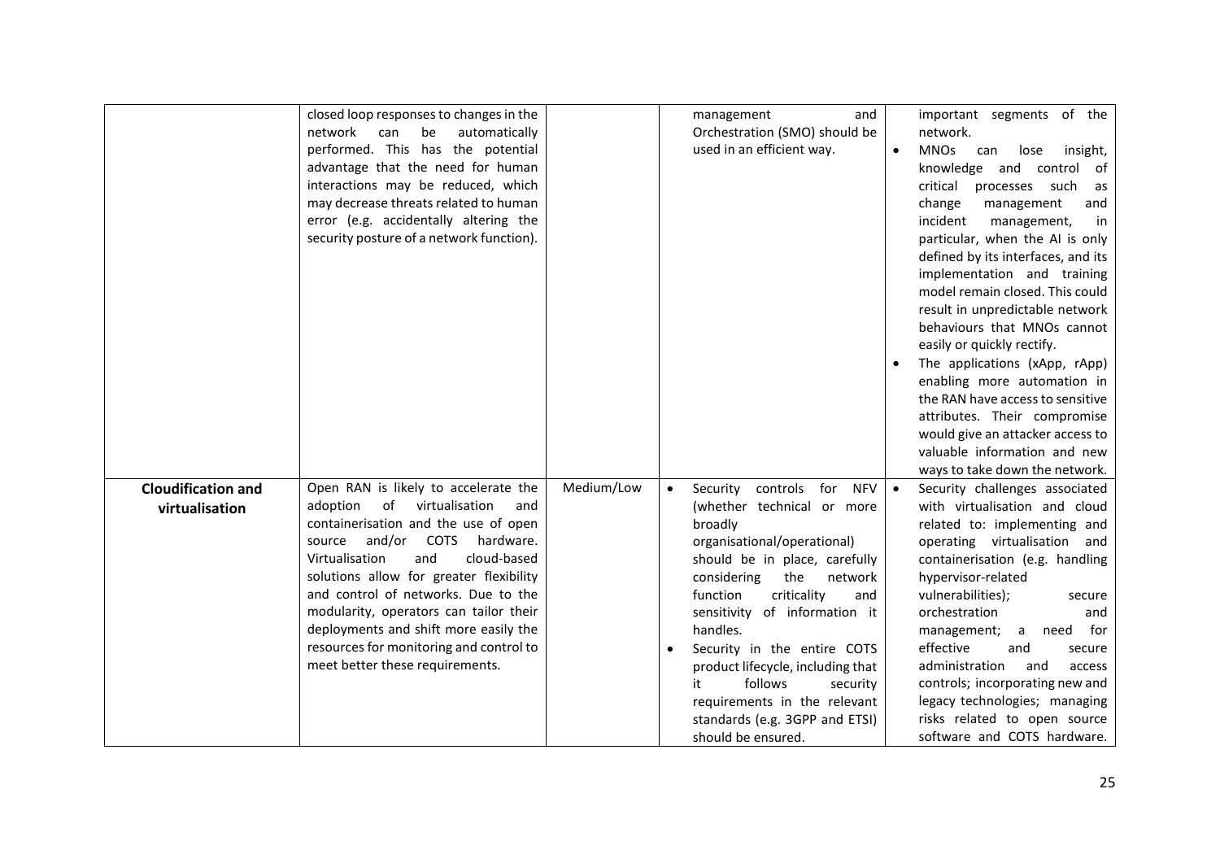| | | | | |
|---|---|---|---|---|
| | closed loop responses to changes in the network can be automatically performed. This has the potential advantage that the need for human interactions may be reduced, which may decrease threats related to human error (e.g. accidentally altering the security posture of a network function). | | management and Orchestration (SMO) should be used in an efficient way. | important segments of the network.<br>• MNOs can lose insight, knowledge and control of critical processes such as change management and incident management, in particular, when the AI is only defined by its interfaces, and its implementation and training model remain closed. This could result in unpredictable network behaviours that MNOs cannot easily or quickly rectify.<br>• The applications (xApp, rApp) enabling more automation in the RAN have access to sensitive attributes. Their compromise would give an attacker access to valuable information and new ways to take down the network. |
| **Cloudification and virtualisation** | Open RAN is likely to accelerate the adoption of virtualisation and containerisation and the use of open source and/or COTS hardware. Virtualisation and cloud-based solutions allow for greater flexibility and control of networks. Due to the modularity, operators can tailor their deployments and shift more easily the resources for monitoring and control to meet better these requirements. | Medium/Low | • Security controls for NFV (whether technical or more broadly organisational/operational) should be in place, carefully considering the network function criticality and sensitivity of information it handles.<br>• Security in the entire COTS product lifecycle, including that it follows security requirements in the relevant standards (e.g. 3GPP and ETSI) should be ensured. | • Security challenges associated with virtualisation and cloud related to: implementing and operating virtualisation and containerisation (e.g. handling hypervisor-related vulnerabilities); secure orchestration and management; a need for effective and secure administration and access controls; incorporating new and legacy technologies; managing risks related to open source software and COTS hardware. |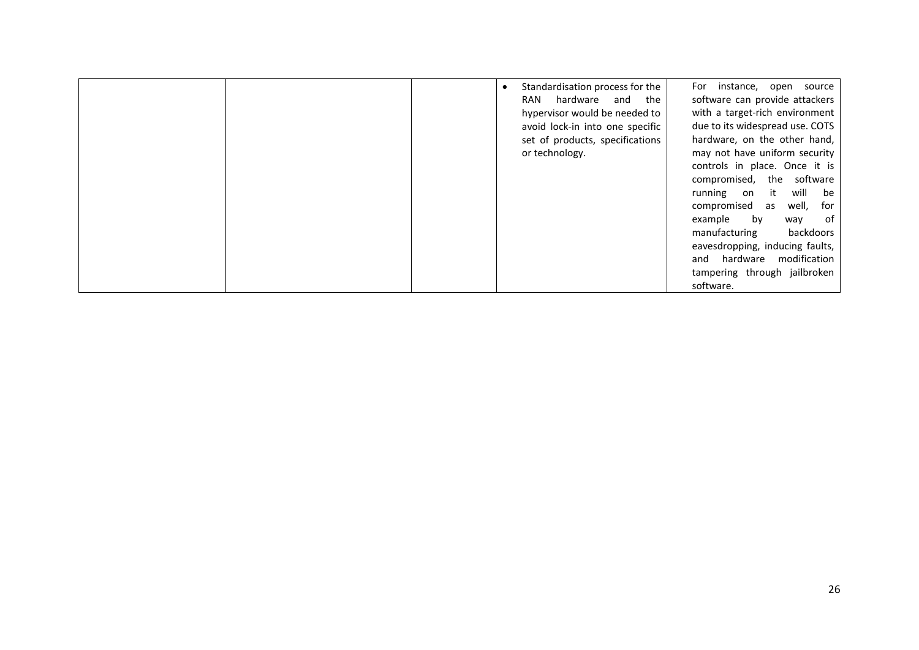| | | | | |
|---|---|---|---|---|
| | | | • Standardisation process for the RAN hardware and the hypervisor would be needed to avoid lock-in into one specific set of products, specifications or technology. | For instance, open source software can provide attackers with a target-rich environment due to its widespread use. COTS hardware, on the other hand, may not have uniform security controls in place. Once it is compromised, the software running on it will be compromised as well, for example by way of manufacturing backdoors eavesdropping, inducing faults, and hardware modification tampering through jailbroken software. |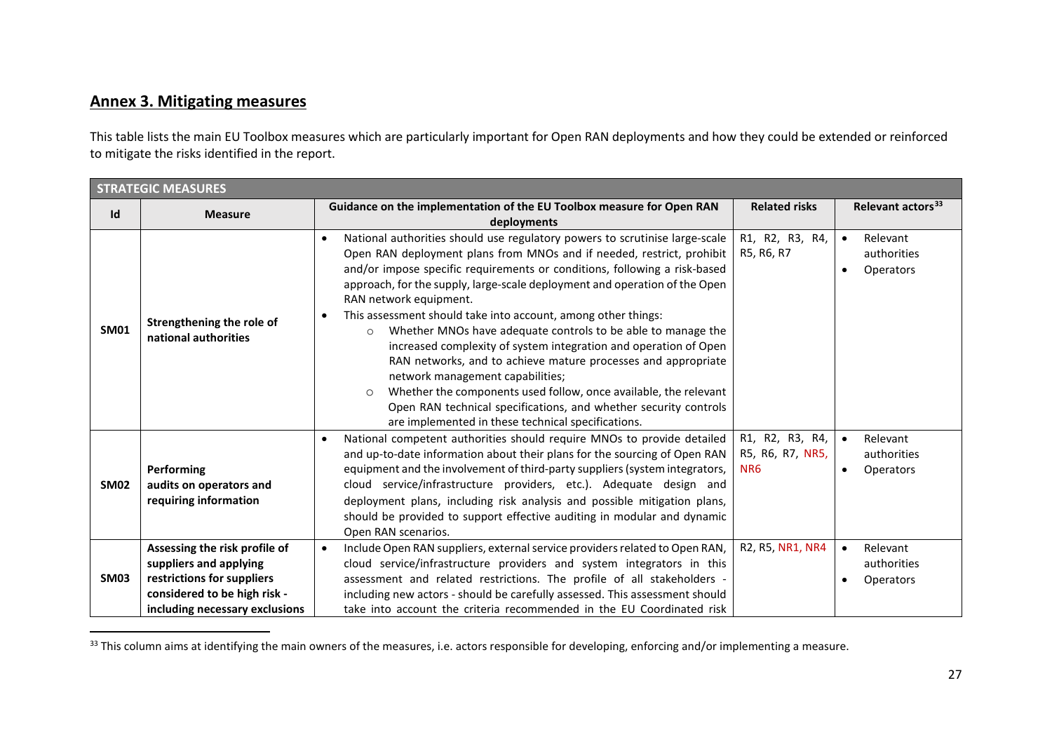## Annex 3. Mitigating measures

This table lists the main EU Toolbox measures which are particularly important for Open RAN deployments and how they could be extended or reinforced to mitigate the risks identified in the report.

| STRATEGIC MEASURES | | | | |
|---|---|---|---|---|
| **Id** | **Measure** | **Guidance on the implementation of the EU Toolbox measure for Open RAN deployments** | **Related risks** | **Relevant actors[33]** |
| **SM01** | **Strengthening the role of national authorities** | • National authorities should use regulatory powers to scrutinise large-scale Open RAN deployment plans from MNOs and if needed, restrict, prohibit and/or impose specific requirements or conditions, following a risk-based approach, for the supply, large-scale deployment and operation of the Open RAN network equipment.<br>• This assessment should take into account, among other things:<br>&nbsp;&nbsp;&nbsp;&nbsp;○ Whether MNOs have adequate controls to be able to manage the increased complexity of system integration and operation of Open RAN networks, and to achieve mature processes and appropriate network management capabilities;<br>&nbsp;&nbsp;&nbsp;&nbsp;○ Whether the components used follow, once available, the relevant Open RAN technical specifications, and whether security controls are implemented in these technical specifications. | R1, R2, R3, R4, R5, R6, R7 | • Relevant authorities<br>• Operators |
| **SM02** | **Performing audits on operators and requiring information** | • National competent authorities should require MNOs to provide detailed and up-to-date information about their plans for the sourcing of Open RAN equipment and the involvement of third-party suppliers (system integrators, cloud service/infrastructure providers, etc.). Adequate design and deployment plans, including risk analysis and possible mitigation plans, should be provided to support effective auditing in modular and dynamic Open RAN scenarios. | R1, R2, R3, R4, R5, R6, R7, NR5, NR6 | • Relevant authorities<br>• Operators |
| **SM03** | **Assessing the risk profile of suppliers and applying restrictions for suppliers considered to be high risk - including necessary exclusions** | • Include Open RAN suppliers, external service providers related to Open RAN, cloud service/infrastructure providers and system integrators in this assessment and related restrictions. The profile of all stakeholders - including new actors - should be carefully assessed. This assessment should take into account the criteria recommended in the EU Coordinated risk | R2, R5, NR1, NR4 | • Relevant authorities<br>• Operators |

[33] This column aims at identifying the main owners of the measures, i.e. actors responsible for developing, enforcing and/or implementing a measure.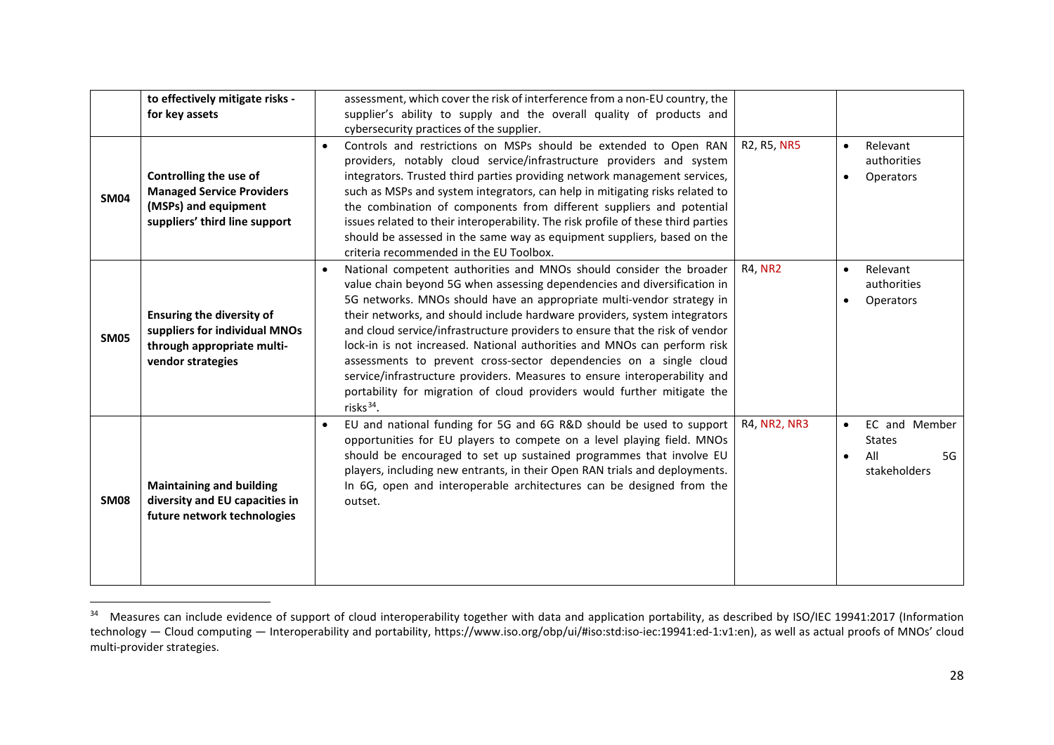|  | to effectively mitigate risks - for key assets | assessment, which cover the risk of interference from a non-EU country, the supplier's ability to supply and the overall quality of products and cybersecurity practices of the supplier. |  |  |
|---|---|---|---|---|
| **SM04** | **Controlling the use of Managed Service Providers (MSPs) and equipment suppliers' third line support** | • Controls and restrictions on MSPs should be extended to Open RAN providers, notably cloud service/infrastructure providers and system integrators. Trusted third parties providing network management services, such as MSPs and system integrators, can help in mitigating risks related to the combination of components from different suppliers and potential issues related to their interoperability. The risk profile of these third parties should be assessed in the same way as equipment suppliers, based on the criteria recommended in the EU Toolbox. | R2, R5, NR5 | • Relevant authorities<br>• Operators |
| **SM05** | **Ensuring the diversity of suppliers for individual MNOs through appropriate multi-vendor strategies** | • National competent authorities and MNOs should consider the broader value chain beyond 5G when assessing dependencies and diversification in 5G networks. MNOs should have an appropriate multi-vendor strategy in their networks, and should include hardware providers, system integrators and cloud service/infrastructure providers to ensure that the risk of vendor lock-in is not increased. National authorities and MNOs can perform risk assessments to prevent cross-sector dependencies on a single cloud service/infrastructure providers. Measures to ensure interoperability and portability for migration of cloud providers would further mitigate the risks[34]. | R4, NR2 | • Relevant authorities<br>• Operators |
| **SM08** | **Maintaining and building diversity and EU capacities in future network technologies** | • EU and national funding for 5G and 6G R&D should be used to support opportunities for EU players to compete on a level playing field. MNOs should be encouraged to set up sustained programmes that involve EU players, including new entrants, in their Open RAN trials and deployments. In 6G, open and interoperable architectures can be designed from the outset. | R4, NR2, NR3 | • EC and Member States<br>• All 5G stakeholders |

[34] Measures can include evidence of support of cloud interoperability together with data and application portability, as described by ISO/IEC 19941:2017 (Information technology — Cloud computing — Interoperability and portability, https://www.iso.org/obp/ui/#iso:std:iso-iec:19941:ed-1:v1:en), as well as actual proofs of MNOs' cloud multi-provider strategies.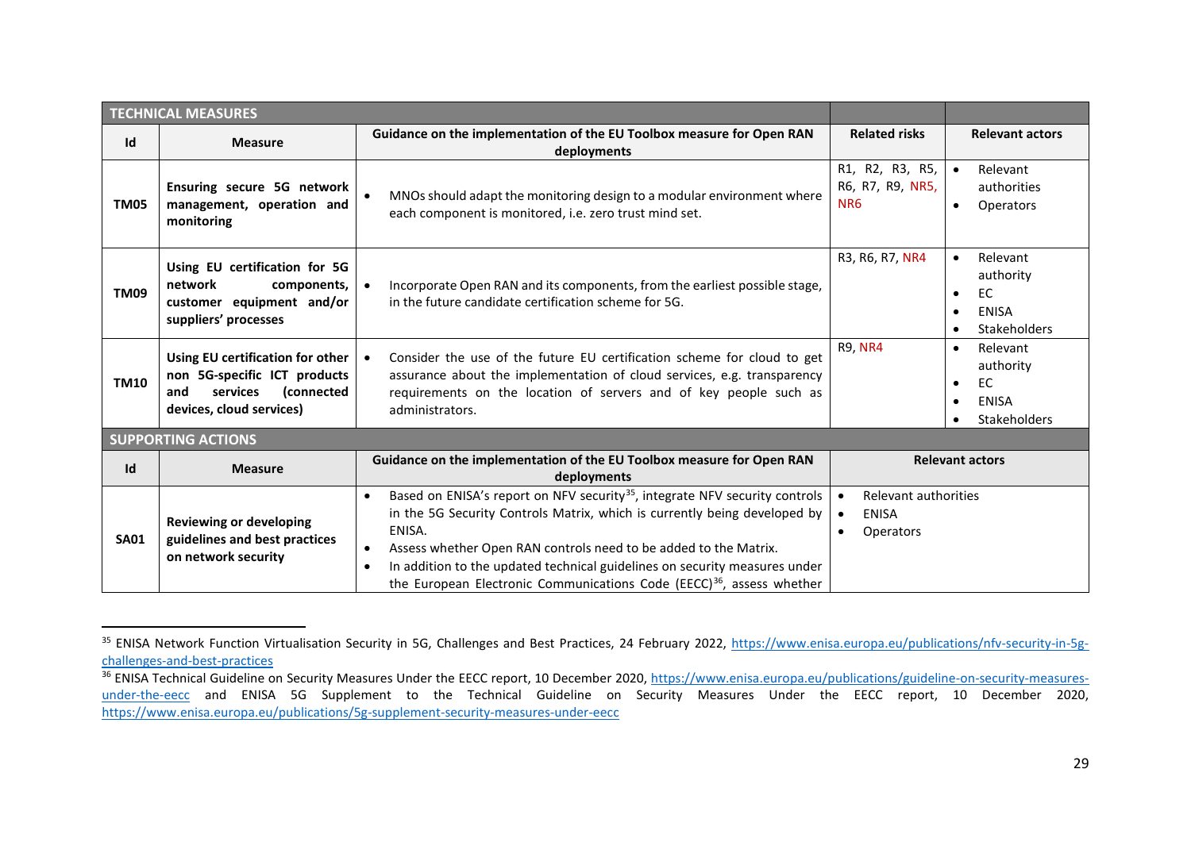| TECHNICAL MEASURES | | | | |
|---|---|---|---|---|
| **Id** | **Measure** | **Guidance on the implementation of the EU Toolbox measure for Open RAN deployments** | **Related risks** | **Relevant actors** |
| **TM05** | **Ensuring secure 5G network management, operation and monitoring** | • MNOs should adapt the monitoring design to a modular environment where each component is monitored, i.e. zero trust mind set. | R1, R2, R3, R5, R6, R7, R9, NR5, NR6 | • Relevant authorities<br>• Operators |
| **TM09** | **Using EU certification for 5G network components, customer equipment and/or suppliers' processes** | • Incorporate Open RAN and its components, from the earliest possible stage, in the future candidate certification scheme for 5G. | R3, R6, R7, NR4 | • Relevant authority<br>• EC<br>• ENISA<br>• Stakeholders |
| **TM10** | **Using EU certification for other non 5G-specific ICT products and services (connected devices, cloud services)** | • Consider the use of the future EU certification scheme for cloud to get assurance about the implementation of cloud services, e.g. transparency requirements on the location of servers and of key people such as administrators. | R9, NR4 | • Relevant authority<br>• EC<br>• ENISA<br>• Stakeholders |

| SUPPORTING ACTIONS | | | |
|---|---|---|---|
| **Id** | **Measure** | **Guidance on the implementation of the EU Toolbox measure for Open RAN deployments** | **Relevant actors** |
| **SA01** | **Reviewing or developing guidelines and best practices on network security** | • Based on ENISA's report on NFV security[35], integrate NFV security controls in the 5G Security Controls Matrix, which is currently being developed by ENISA.<br>• Assess whether Open RAN controls need to be added to the Matrix.<br>• In addition to the updated technical guidelines on security measures under the European Electronic Communications Code (EECC)[36], assess whether | • Relevant authorities<br>• ENISA<br>• Operators |

[35] ENISA Network Function Virtualisation Security in 5G, Challenges and Best Practices, 24 February 2022, https://www.enisa.europa.eu/publications/nfv-security-in-5g-challenges-and-best-practices

[36] ENISA Technical Guideline on Security Measures Under the EECC report, 10 December 2020, https://www.enisa.europa.eu/publications/guideline-on-security-measures-under-the-eecc and ENISA 5G Supplement to the Technical Guideline on Security Measures Under the EECC report, 10 December 2020, https://www.enisa.europa.eu/publications/5g-supplement-security-measures-under-eecc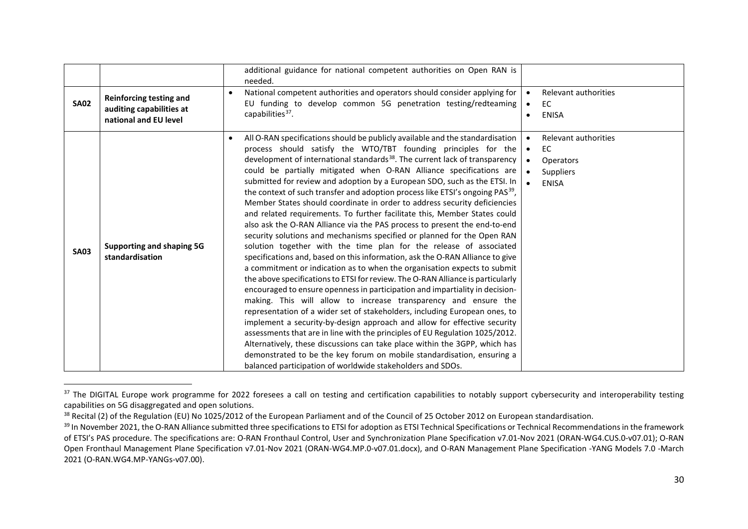| | | | |
|---|---|---|---|
| | | additional guidance for national competent authorities on Open RAN is needed. | |
| **SA02** | **Reinforcing testing and auditing capabilities at national and EU level** | • National competent authorities and operators should consider applying for EU funding to develop common 5G penetration testing/redteaming capabilities[37]. | • Relevant authorities<br>• EC<br>• ENISA |
| **SA03** | **Supporting and shaping 5G standardisation** | • All O-RAN specifications should be publicly available and the standardisation process should satisfy the WTO/TBT founding principles for the development of international standards[38]. The current lack of transparency could be partially mitigated when O-RAN Alliance specifications are submitted for review and adoption by a European SDO, such as the ETSI. In the context of such transfer and adoption process like ETSI's ongoing PAS[39], Member States should coordinate in order to address security deficiencies and related requirements. To further facilitate this, Member States could also ask the O-RAN Alliance via the PAS process to present the end-to-end security solutions and mechanisms specified or planned for the Open RAN solution together with the time plan for the release of associated specifications and, based on this information, ask the O-RAN Alliance to give a commitment or indication as to when the organisation expects to submit the above specifications to ETSI for review. The O-RAN Alliance is particularly encouraged to ensure openness in participation and impartiality in decision-making. This will allow to increase transparency and ensure the representation of a wider set of stakeholders, including European ones, to implement a security-by-design approach and allow for effective security assessments that are in line with the principles of EU Regulation 1025/2012. Alternatively, these discussions can take place within the 3GPP, which has demonstrated to be the key forum on mobile standardisation, ensuring a balanced participation of worldwide stakeholders and SDOs. | • Relevant authorities<br>• EC<br>• Operators<br>• Suppliers<br>• ENISA |

[37] The DIGITAL Europe work programme for 2022 foresees a call on testing and certification capabilities to notably support cybersecurity and interoperability testing capabilities on 5G disaggregated and open solutions.

[38] Recital (2) of the Regulation (EU) No 1025/2012 of the European Parliament and of the Council of 25 October 2012 on European standardisation.

[39] In November 2021, the O-RAN Alliance submitted three specifications to ETSI for adoption as ETSI Technical Specifications or Technical Recommendations in the framework of ETSI's PAS procedure. The specifications are: O-RAN Fronthaul Control, User and Synchronization Plane Specification v7.01-Nov 2021 (ORAN-WG4.CUS.0-v07.01); O-RAN Open Fronthaul Management Plane Specification v7.01-Nov 2021 (ORAN-WG4.MP.0-v07.01.docx), and O-RAN Management Plane Specification -YANG Models 7.0 -March 2021 (O-RAN.WG4.MP-YANGs-v07.00).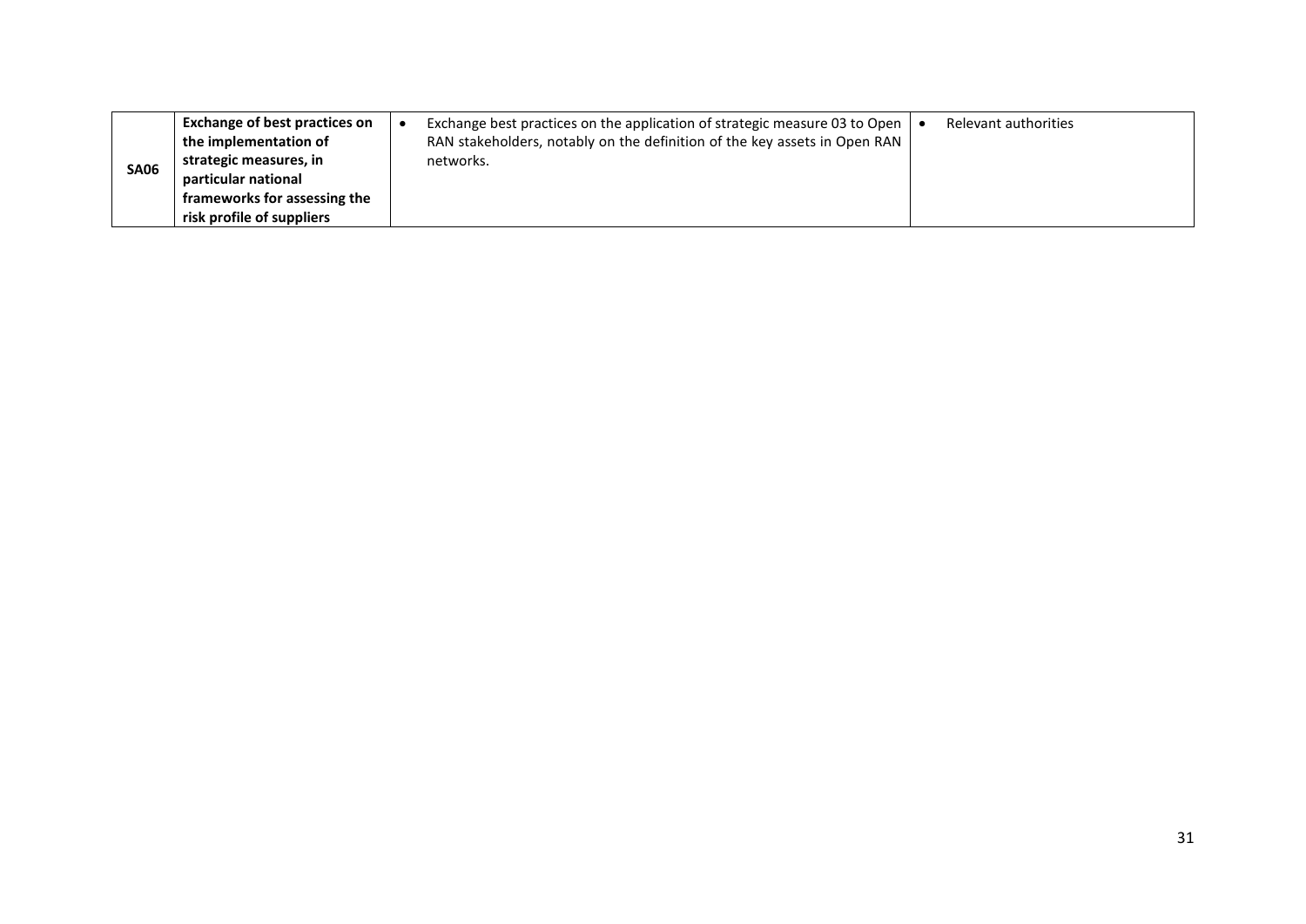| | | | |
|---|---|---|---|
| **SA06** | **Exchange of best practices on the implementation of strategic measures, in particular national frameworks for assessing the risk profile of suppliers** | • Exchange best practices on the application of strategic measure 03 to Open RAN stakeholders, notably on the definition of the key assets in Open RAN networks. | • Relevant authorities |